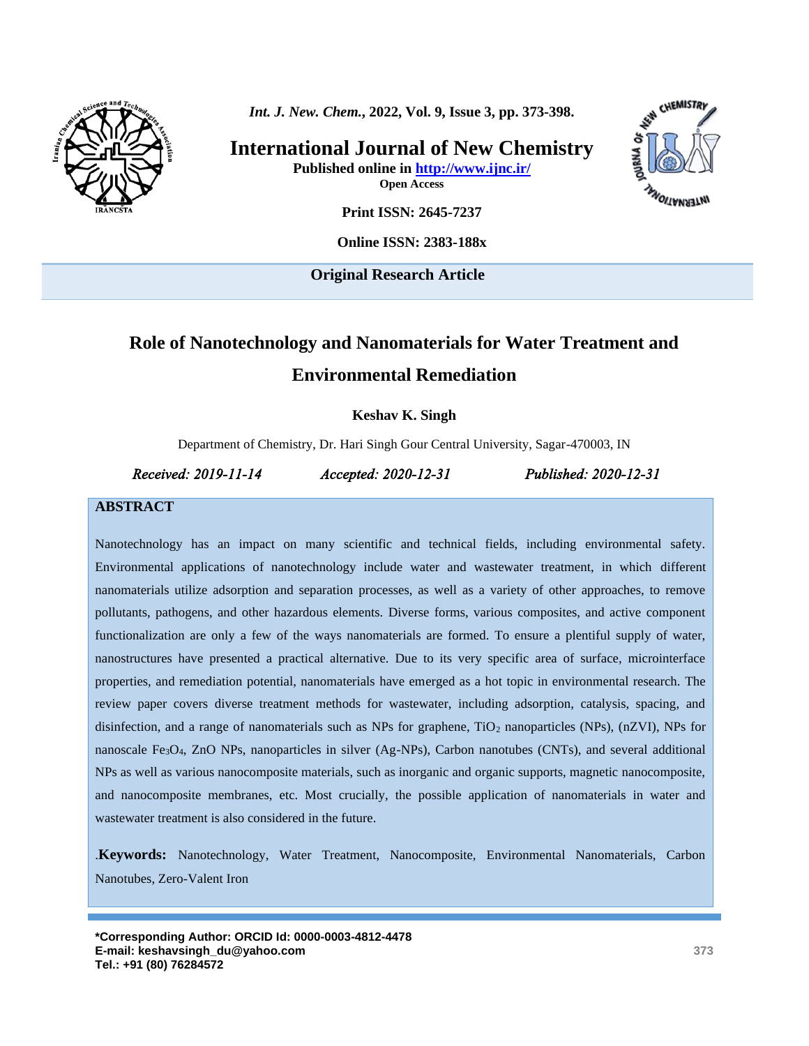*Int. J. New. Chem.*, 2022, Vol. 9, Issue 3, pp. 373-398.

**International Journal of New Chemistry**

**Published online in http://www.ijnc.ir/**

**Open Access**

**Print ISSN: 2645-7237**

**Online ISSN: 2383-188x**

**Original Research Article**

# Role of Nanotechnology and Nanomaterials for Water Treatment and Environmental Remediation

**Keshav K. Singh**

Department of Chemistry, Dr. Hari Singh Gour Central University, Sagar-470003, IN

*Received: 2019-11-14* *Accepted: 2020-12-31* *Published: 2020-12-31*

## ABSTRACT

Nanotechnology has an impact on many scientific and technical fields, including environmental safety. Environmental applications of nanotechnology include water and wastewater treatment, in which different nanomaterials utilize adsorption and separation processes, as well as a variety of other approaches, to remove pollutants, pathogens, and other hazardous elements. Diverse forms, various composites, and active component functionalization are only a few of the ways nanomaterials are formed. To ensure a plentiful supply of water, nanostructures have presented a practical alternative. Due to its very specific area of surface, microinterface properties, and remediation potential, nanomaterials have emerged as a hot topic in environmental research. The review paper covers diverse treatment methods for wastewater, including adsorption, catalysis, spacing, and disinfection, and a range of nanomaterials such as NPs for graphene, $TiO_2$ nanoparticles (NPs), (nZVI), NPs for nanoscale $Fe_3O_4$, ZnO NPs, nanoparticles in silver (Ag-NPs), Carbon nanotubes (CNTs), and several additional NPs as well as various nanocomposite materials, such as inorganic and organic supports, magnetic nanocomposite, and nanocomposite membranes, etc. Most crucially, the possible application of nanomaterials in water and wastewater treatment is also considered in the future.

.**Keywords:** Nanotechnology, Water Treatment, Nanocomposite, Environmental Nanomaterials, Carbon Nanotubes, Zero-Valent Iron

**\*Corresponding Author: ORCID Id: 0000-0003-4812-4478**
**E-mail: keshavsingh_du@yahoo.com**
**Tel.: +91 (80) 76284572**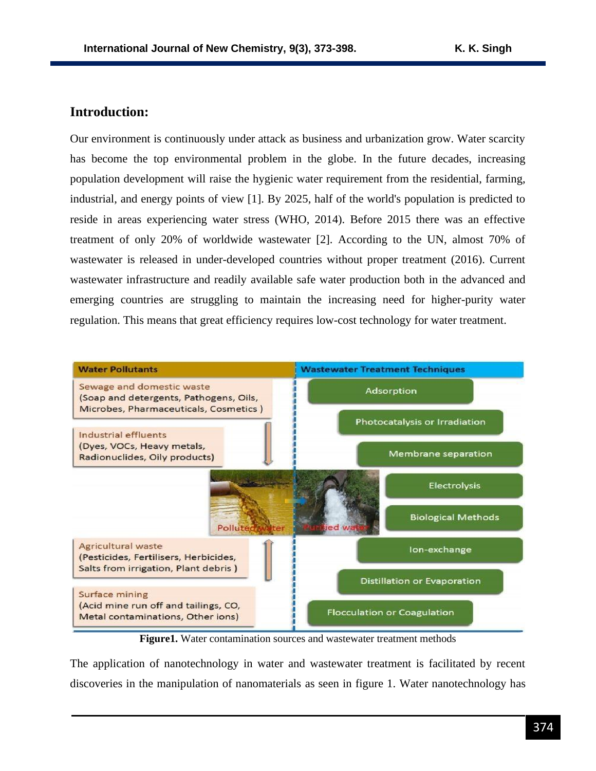## Introduction:

Our environment is continuously under attack as business and urbanization grow. Water scarcity has become the top environmental problem in the globe. In the future decades, increasing population development will raise the hygienic water requirement from the residential, farming, industrial, and energy points of view [1]. By 2025, half of the world's population is predicted to reside in areas experiencing water stress (WHO, 2014). Before 2015 there was an effective treatment of only 20% of worldwide wastewater [2]. According to the UN, almost 70% of wastewater is released in under-developed countries without proper treatment (2016). Current wastewater infrastructure and readily available safe water production both in the advanced and emerging countries are struggling to maintain the increasing need for higher-purity water regulation. This means that great efficiency requires low-cost technology for water treatment.

| Water Pollutants | Wastewater Treatment Techniques |
|---|---|
| Sewage and domestic waste (Soap and detergents, Pathogens, Oils, Microbes, Pharmaceuticals, Cosmetics ) | Adsorption |
| Industrial effluents (Dyes, VOCs, Heavy metals, Radionuclides, Oily products) | Photocatalysis or Irradiation |
| Agricultural waste (Pesticides, Fertilisers, Herbicides, Salts from irrigation, Plant debris ) | Membrane separation |
| Surface mining (Acid mine run off and tailings, CO, Metal contaminations, Other ions) | Electrolysis |
| | Biological Methods |
| | Ion-exchange |
| | Distillation or Evaporation |
| | Flocculation or Coagulation |

Polluted water → Purified water

**Figure1.** Water contamination sources and wastewater treatment methods

The application of nanotechnology in water and wastewater treatment is facilitated by recent discoveries in the manipulation of nanomaterials as seen in figure 1. Water nanotechnology has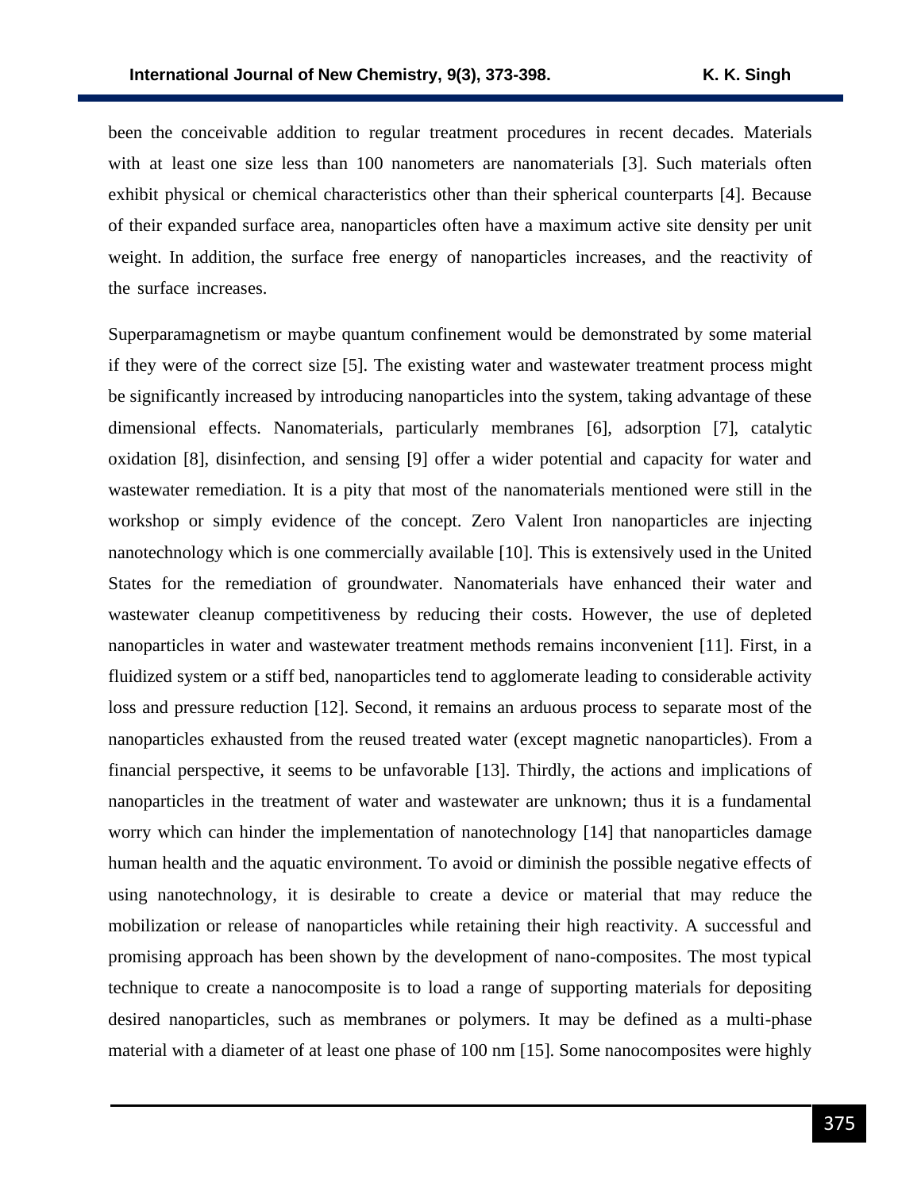been the conceivable addition to regular treatment procedures in recent decades. Materials with at least one size less than 100 nanometers are nanomaterials [3]. Such materials often exhibit physical or chemical characteristics other than their spherical counterparts [4]. Because of their expanded surface area, nanoparticles often have a maximum active site density per unit weight. In addition, the surface free energy of nanoparticles increases, and the reactivity of the surface increases.

Superparamagnetism or maybe quantum confinement would be demonstrated by some material if they were of the correct size [5]. The existing water and wastewater treatment process might be significantly increased by introducing nanoparticles into the system, taking advantage of these dimensional effects. Nanomaterials, particularly membranes [6], adsorption [7], catalytic oxidation [8], disinfection, and sensing [9] offer a wider potential and capacity for water and wastewater remediation. It is a pity that most of the nanomaterials mentioned were still in the workshop or simply evidence of the concept. Zero Valent Iron nanoparticles are injecting nanotechnology which is one commercially available [10]. This is extensively used in the United States for the remediation of groundwater. Nanomaterials have enhanced their water and wastewater cleanup competitiveness by reducing their costs. However, the use of depleted nanoparticles in water and wastewater treatment methods remains inconvenient [11]. First, in a fluidized system or a stiff bed, nanoparticles tend to agglomerate leading to considerable activity loss and pressure reduction [12]. Second, it remains an arduous process to separate most of the nanoparticles exhausted from the reused treated water (except magnetic nanoparticles). From a financial perspective, it seems to be unfavorable [13]. Thirdly, the actions and implications of nanoparticles in the treatment of water and wastewater are unknown; thus it is a fundamental worry which can hinder the implementation of nanotechnology [14] that nanoparticles damage human health and the aquatic environment. To avoid or diminish the possible negative effects of using nanotechnology, it is desirable to create a device or material that may reduce the mobilization or release of nanoparticles while retaining their high reactivity. A successful and promising approach has been shown by the development of nano-composites. The most typical technique to create a nanocomposite is to load a range of supporting materials for depositing desired nanoparticles, such as membranes or polymers. It may be defined as a multi-phase material with a diameter of at least one phase of 100 nm [15]. Some nanocomposites were highly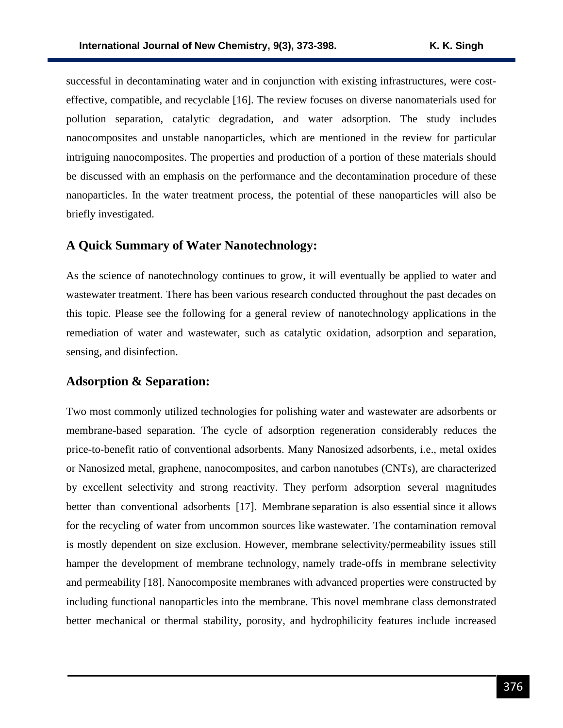successful in decontaminating water and in conjunction with existing infrastructures, were cost-effective, compatible, and recyclable [16]. The review focuses on diverse nanomaterials used for pollution separation, catalytic degradation, and water adsorption. The study includes nanocomposites and unstable nanoparticles, which are mentioned in the review for particular intriguing nanocomposites. The properties and production of a portion of these materials should be discussed with an emphasis on the performance and the decontamination procedure of these nanoparticles. In the water treatment process, the potential of these nanoparticles will also be briefly investigated.

## A Quick Summary of Water Nanotechnology:

As the science of nanotechnology continues to grow, it will eventually be applied to water and wastewater treatment. There has been various research conducted throughout the past decades on this topic. Please see the following for a general review of nanotechnology applications in the remediation of water and wastewater, such as catalytic oxidation, adsorption and separation, sensing, and disinfection.

## Adsorption & Separation:

Two most commonly utilized technologies for polishing water and wastewater are adsorbents or membrane-based separation. The cycle of adsorption regeneration considerably reduces the price-to-benefit ratio of conventional adsorbents. Many Nanosized adsorbents, i.e., metal oxides or Nanosized metal, graphene, nanocomposites, and carbon nanotubes (CNTs), are characterized by excellent selectivity and strong reactivity. They perform adsorption several magnitudes better than conventional adsorbents [17]. Membrane separation is also essential since it allows for the recycling of water from uncommon sources like wastewater. The contamination removal is mostly dependent on size exclusion. However, membrane selectivity/permeability issues still hamper the development of membrane technology, namely trade-offs in membrane selectivity and permeability [18]. Nanocomposite membranes with advanced properties were constructed by including functional nanoparticles into the membrane. This novel membrane class demonstrated better mechanical or thermal stability, porosity, and hydrophilicity features include increased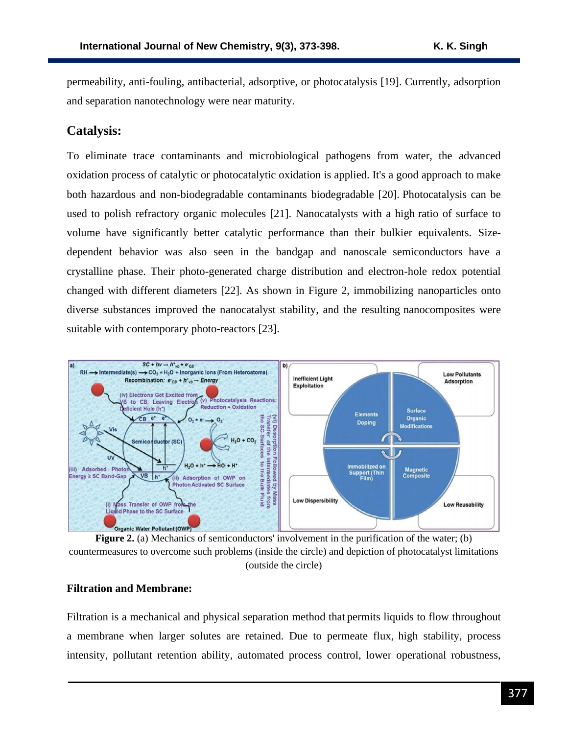permeability, anti-fouling, antibacterial, adsorptive, or photocatalysis [19]. Currently, adsorption and separation nanotechnology were near maturity.

## Catalysis:

To eliminate trace contaminants and microbiological pathogens from water, the advanced oxidation process of catalytic or photocatalytic oxidation is applied. It's a good approach to make both hazardous and non-biodegradable contaminants biodegradable [20]. Photocatalysis can be used to polish refractory organic molecules [21]. Nanocatalysts with a high ratio of surface to volume have significantly better catalytic performance than their bulkier equivalents. Size-dependent behavior was also seen in the bandgap and nanoscale semiconductors have a crystalline phase. Their photo-generated charge distribution and electron-hole redox potential changed with different diameters [22]. As shown in Figure 2, immobilizing nanoparticles onto diverse substances improved the nanocatalyst stability, and the resulting nanocomposites were suitable with contemporary photo-reactors [23].

**Figure 2.** (a) Mechanics of semiconductors' involvement in the purification of the water; (b) countermeasures to overcome such problems (inside the circle) and depiction of photocatalyst limitations (outside the circle)

### Filtration and Membrane:

Filtration is a mechanical and physical separation method that permits liquids to flow throughout a membrane when larger solutes are retained. Due to permeate flux, high stability, process intensity, pollutant retention ability, automated process control, lower operational robustness,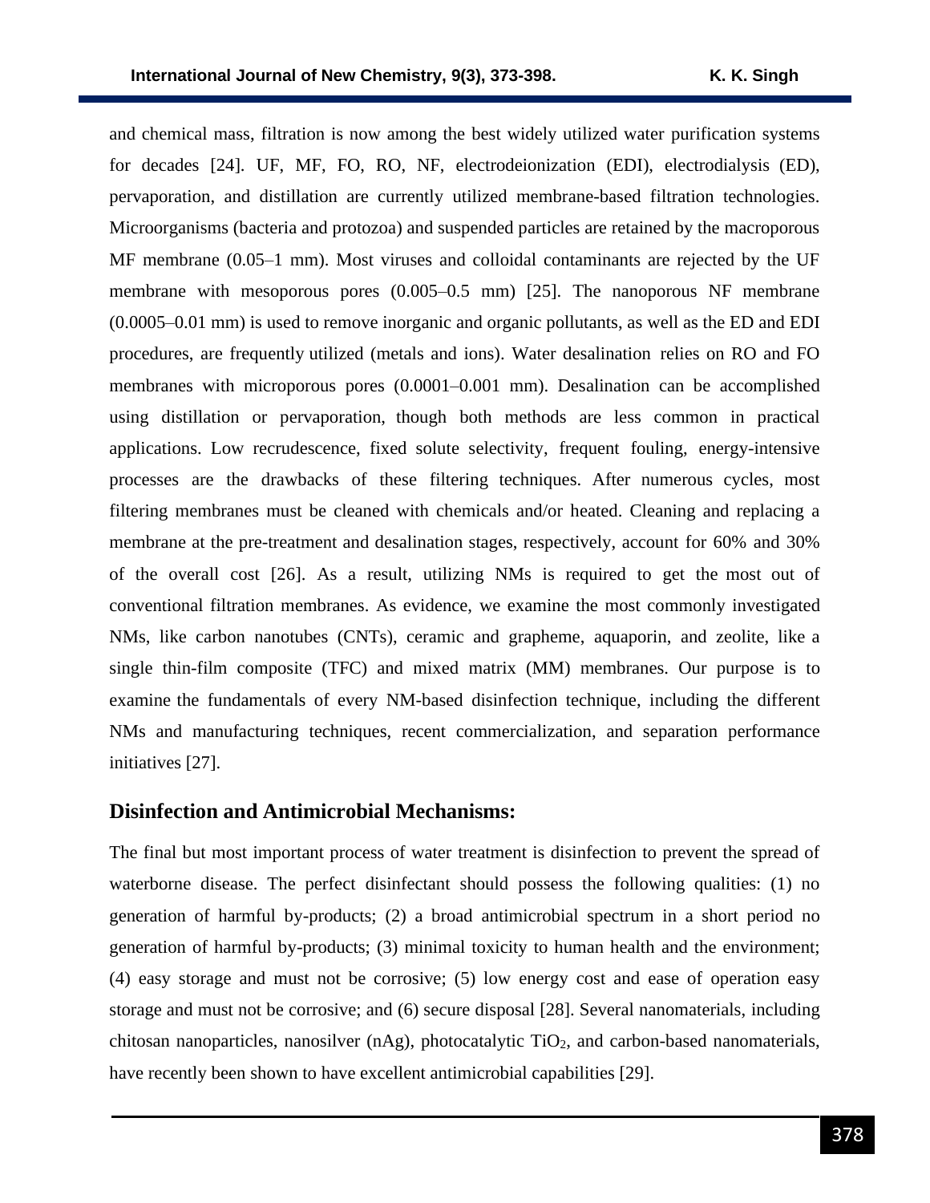and chemical mass, filtration is now among the best widely utilized water purification systems for decades [24]. UF, MF, FO, RO, NF, electrodeionization (EDI), electrodialysis (ED), pervaporation, and distillation are currently utilized membrane-based filtration technologies. Microorganisms (bacteria and protozoa) and suspended particles are retained by the macroporous MF membrane (0.05–1 mm). Most viruses and colloidal contaminants are rejected by the UF membrane with mesoporous pores (0.005–0.5 mm) [25]. The nanoporous NF membrane (0.0005–0.01 mm) is used to remove inorganic and organic pollutants, as well as the ED and EDI procedures, are frequently utilized (metals and ions). Water desalination relies on RO and FO membranes with microporous pores (0.0001–0.001 mm). Desalination can be accomplished using distillation or pervaporation, though both methods are less common in practical applications. Low recrudescence, fixed solute selectivity, frequent fouling, energy-intensive processes are the drawbacks of these filtering techniques. After numerous cycles, most filtering membranes must be cleaned with chemicals and/or heated. Cleaning and replacing a membrane at the pre-treatment and desalination stages, respectively, account for 60% and 30% of the overall cost [26]. As a result, utilizing NMs is required to get the most out of conventional filtration membranes. As evidence, we examine the most commonly investigated NMs, like carbon nanotubes (CNTs), ceramic and grapheme, aquaporin, and zeolite, like a single thin-film composite (TFC) and mixed matrix (MM) membranes. Our purpose is to examine the fundamentals of every NM-based disinfection technique, including the different NMs and manufacturing techniques, recent commercialization, and separation performance initiatives [27].

## Disinfection and Antimicrobial Mechanisms:

The final but most important process of water treatment is disinfection to prevent the spread of waterborne disease. The perfect disinfectant should possess the following qualities: (1) no generation of harmful by-products; (2) a broad antimicrobial spectrum in a short period no generation of harmful by-products; (3) minimal toxicity to human health and the environment; (4) easy storage and must not be corrosive; (5) low energy cost and ease of operation easy storage and must not be corrosive; and (6) secure disposal [28]. Several nanomaterials, including chitosan nanoparticles, nanosilver (nAg), photocatalytic $TiO_2$, and carbon-based nanomaterials, have recently been shown to have excellent antimicrobial capabilities [29].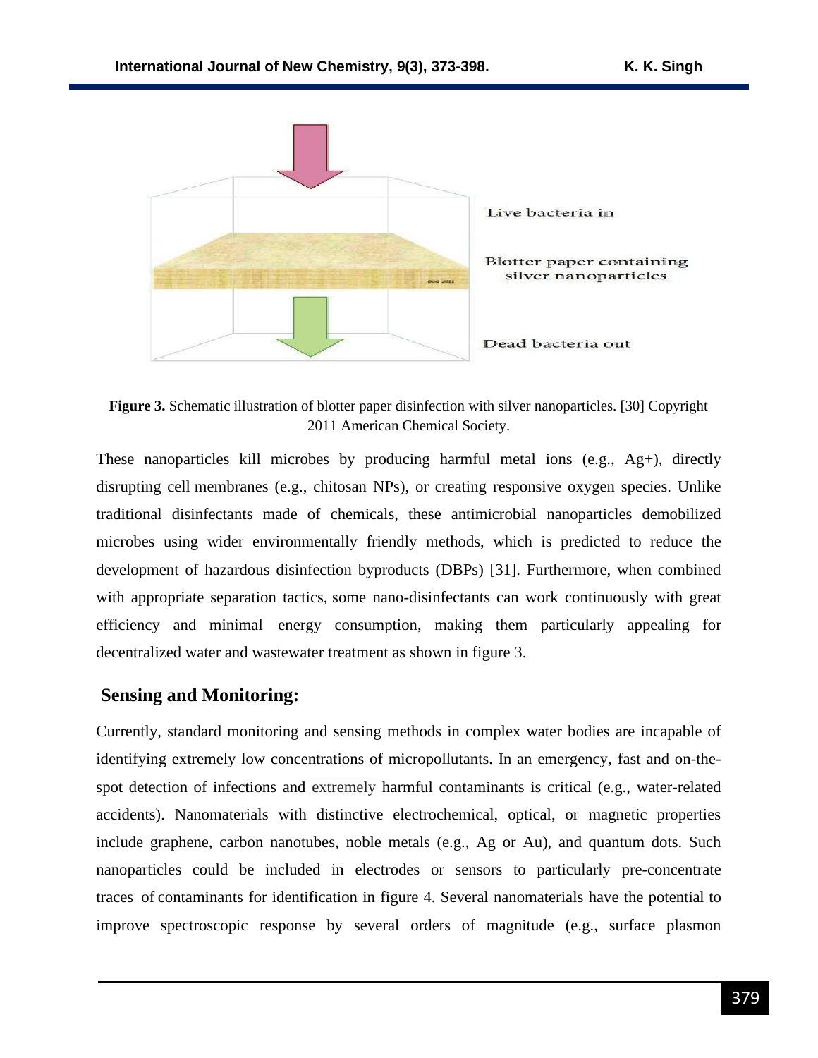**Figure 3.** Schematic illustration of blotter paper disinfection with silver nanoparticles. [30] Copyright 2011 American Chemical Society.

These nanoparticles kill microbes by producing harmful metal ions (e.g., $Ag^+$), directly disrupting cell membranes (e.g., chitosan NPs), or creating responsive oxygen species. Unlike traditional disinfectants made of chemicals, these antimicrobial nanoparticles demobilized microbes using wider environmentally friendly methods, which is predicted to reduce the development of hazardous disinfection byproducts (DBPs) [31]. Furthermore, when combined with appropriate separation tactics, some nano-disinfectants can work continuously with great efficiency and minimal energy consumption, making them particularly appealing for decentralized water and wastewater treatment as shown in figure 3.

## Sensing and Monitoring:

Currently, standard monitoring and sensing methods in complex water bodies are incapable of identifying extremely low concentrations of micropollutants. In an emergency, fast and on-the-spot detection of infections and extremely harmful contaminants is critical (e.g., water-related accidents). Nanomaterials with distinctive electrochemical, optical, or magnetic properties include graphene, carbon nanotubes, noble metals (e.g., Ag or Au), and quantum dots. Such nanoparticles could be included in electrodes or sensors to particularly pre-concentrate traces of contaminants for identification in figure 4. Several nanomaterials have the potential to improve spectroscopic response by several orders of magnitude (e.g., surface plasmon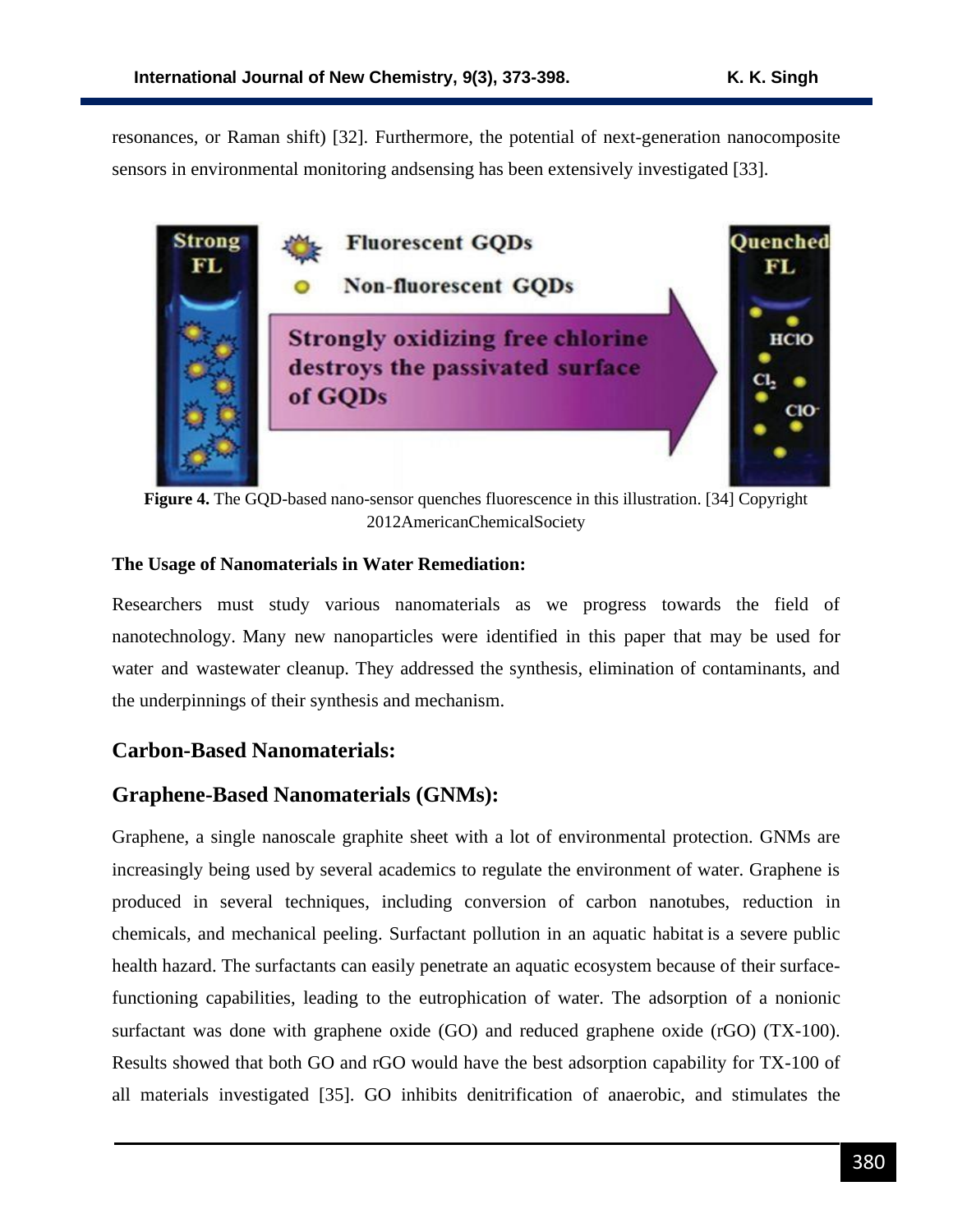resonances, or Raman shift) [32]. Furthermore, the potential of next-generation nanocomposite sensors in environmental monitoring andsensing has been extensively investigated [33].

**Figure 4.** The GQD-based nano-sensor quenches fluorescence in this illustration. [34] Copyright 2012AmericanChemicalSociety

**The Usage of Nanomaterials in Water Remediation:**

Researchers must study various nanomaterials as we progress towards the field of nanotechnology. Many new nanoparticles were identified in this paper that may be used for water and wastewater cleanup. They addressed the synthesis, elimination of contaminants, and the underpinnings of their synthesis and mechanism.

## Carbon-Based Nanomaterials:

## Graphene-Based Nanomaterials (GNMs):

Graphene, a single nanoscale graphite sheet with a lot of environmental protection. GNMs are increasingly being used by several academics to regulate the environment of water. Graphene is produced in several techniques, including conversion of carbon nanotubes, reduction in chemicals, and mechanical peeling. Surfactant pollution in an aquatic habitat is a severe public health hazard. The surfactants can easily penetrate an aquatic ecosystem because of their surface-functioning capabilities, leading to the eutrophication of water. The adsorption of a nonionic surfactant was done with graphene oxide (GO) and reduced graphene oxide (rGO) (TX-100). Results showed that both GO and rGO would have the best adsorption capability for TX-100 of all materials investigated [35]. GO inhibits denitrification of anaerobic, and stimulates the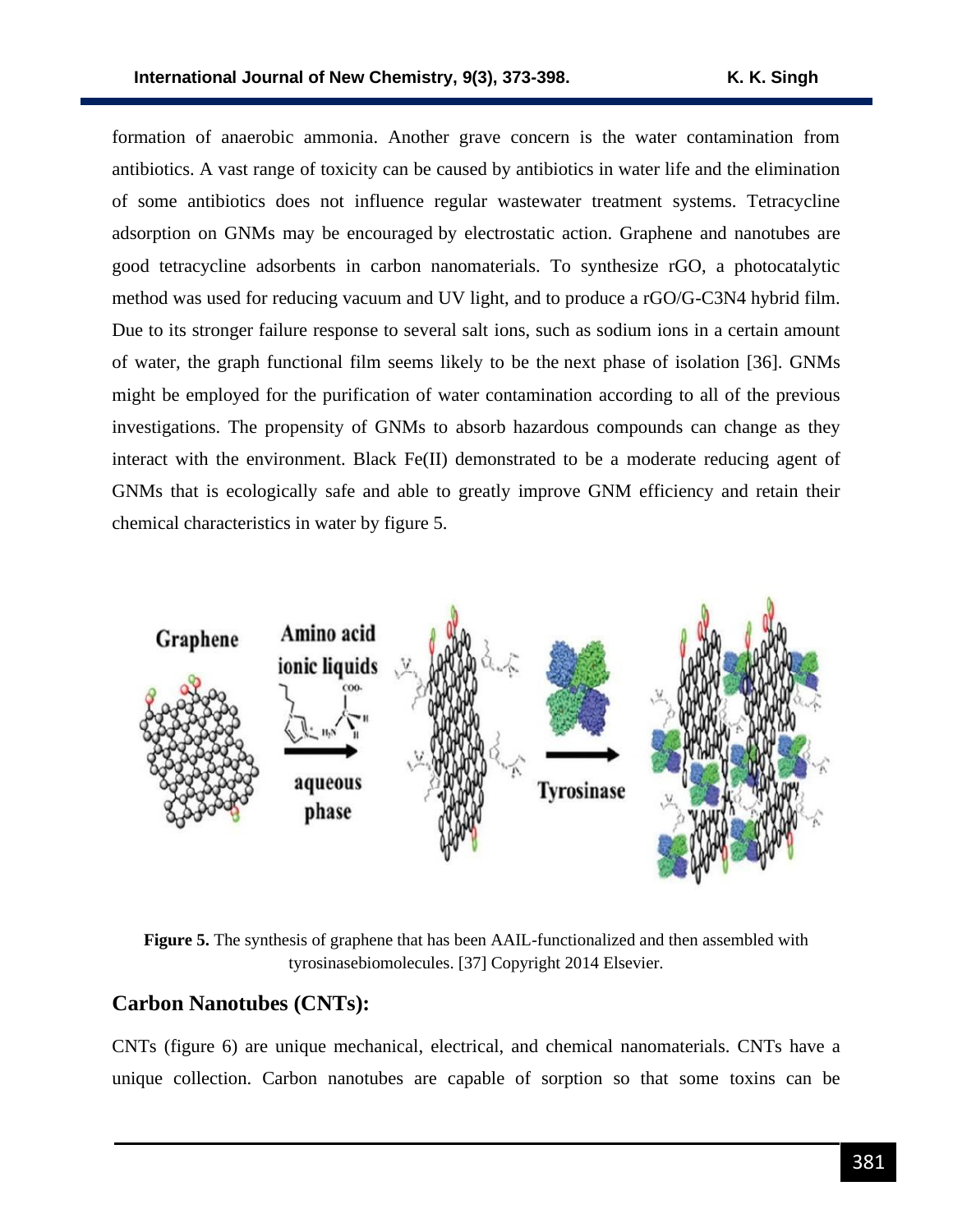formation of anaerobic ammonia. Another grave concern is the water contamination from antibiotics. A vast range of toxicity can be caused by antibiotics in water life and the elimination of some antibiotics does not influence regular wastewater treatment systems. Tetracycline adsorption on GNMs may be encouraged by electrostatic action. Graphene and nanotubes are good tetracycline adsorbents in carbon nanomaterials. To synthesize rGO, a photocatalytic method was used for reducing vacuum and UV light, and to produce a rGO/G-$C_3N_4$ hybrid film. Due to its stronger failure response to several salt ions, such as sodium ions in a certain amount of water, the graph functional film seems likely to be the next phase of isolation [36]. GNMs might be employed for the purification of water contamination according to all of the previous investigations. The propensity of GNMs to absorb hazardous compounds can change as they interact with the environment. Black Fe(II) demonstrated to be a moderate reducing agent of GNMs that is ecologically safe and able to greatly improve GNM efficiency and retain their chemical characteristics in water by figure 5.

**Figure 5.** The synthesis of graphene that has been AAIL-functionalized and then assembled with tyrosinasebiomolecules. [37] Copyright 2014 Elsevier.

## Carbon Nanotubes (CNTs):

CNTs (figure 6) are unique mechanical, electrical, and chemical nanomaterials. CNTs have a unique collection. Carbon nanotubes are capable of sorption so that some toxins can be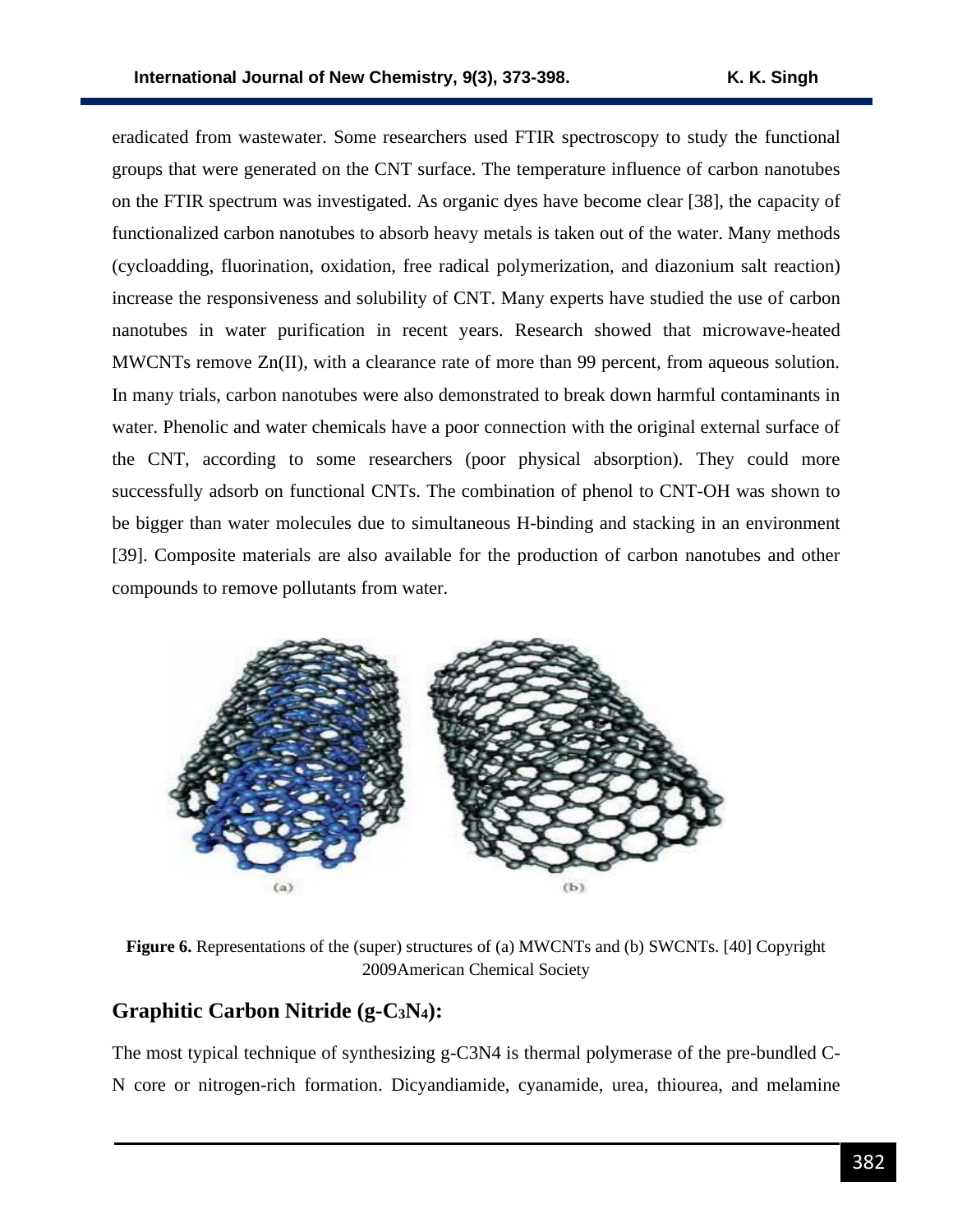eradicated from wastewater. Some researchers used FTIR spectroscopy to study the functional groups that were generated on the CNT surface. The temperature influence of carbon nanotubes on the FTIR spectrum was investigated. As organic dyes have become clear [38], the capacity of functionalized carbon nanotubes to absorb heavy metals is taken out of the water. Many methods (cycloadding, fluorination, oxidation, free radical polymerization, and diazonium salt reaction) increase the responsiveness and solubility of CNT. Many experts have studied the use of carbon nanotubes in water purification in recent years. Research showed that microwave-heated MWCNTs remove Zn(II), with a clearance rate of more than 99 percent, from aqueous solution. In many trials, carbon nanotubes were also demonstrated to break down harmful contaminants in water. Phenolic and water chemicals have a poor connection with the original external surface of the CNT, according to some researchers (poor physical absorption). They could more successfully adsorb on functional CNTs. The combination of phenol to CNT-OH was shown to be bigger than water molecules due to simultaneous H-binding and stacking in an environment [39]. Composite materials are also available for the production of carbon nanotubes and other compounds to remove pollutants from water.

**Figure 6.** Representations of the (super) structures of (a) MWCNTs and (b) SWCNTs. [40] Copyright 2009American Chemical Society

## Graphitic Carbon Nitride (g-$C_3N_4$):

The most typical technique of synthesizing g-C3N4 is thermal polymerase of the pre-bundled C-N core or nitrogen-rich formation. Dicyandiamide, cyanamide, urea, thiourea, and melamine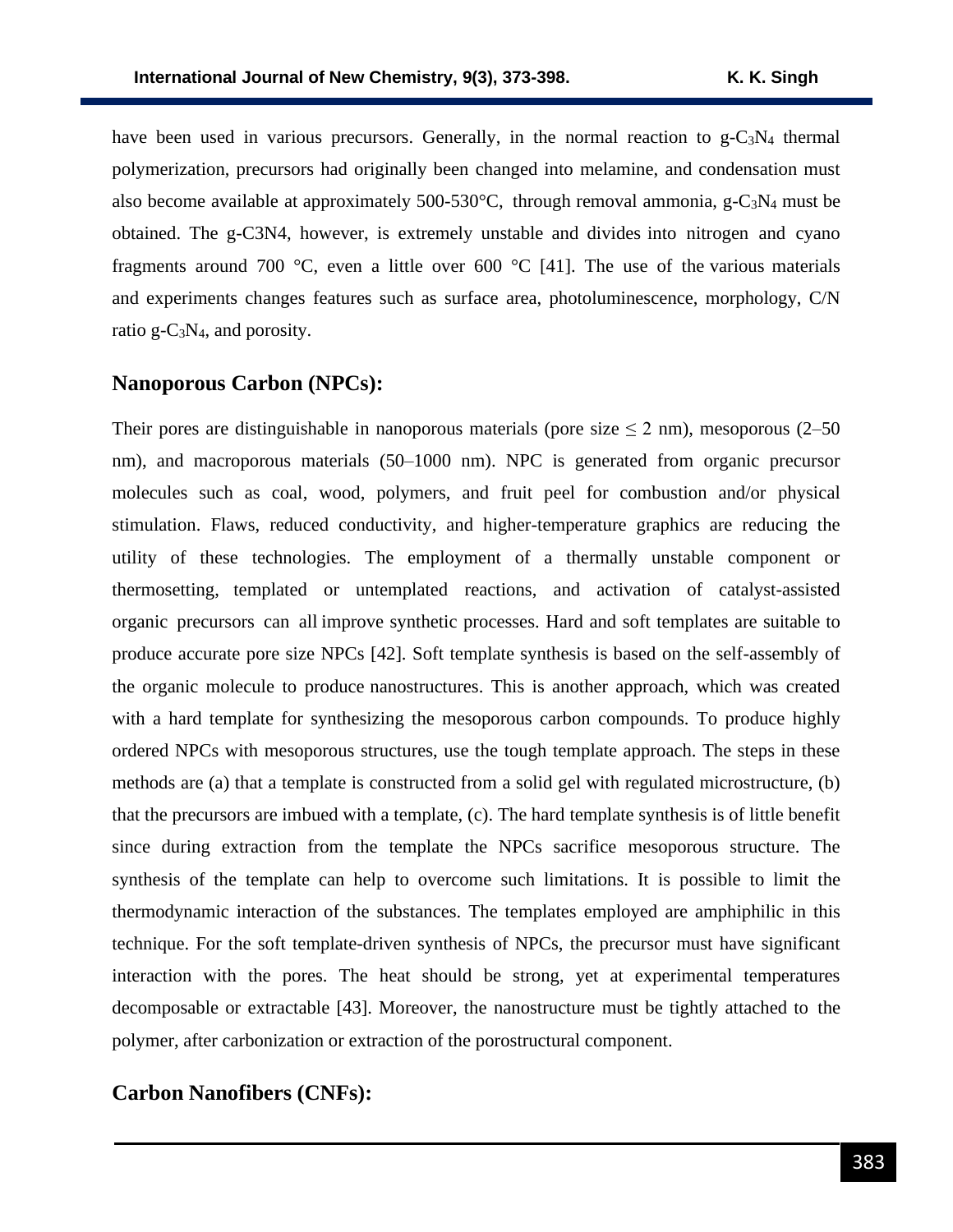have been used in various precursors. Generally, in the normal reaction to g-$C_3N_4$ thermal polymerization, precursors had originally been changed into melamine, and condensation must also become available at approximately 500-530°C, through removal ammonia, g-$C_3N_4$ must be obtained. The g-C3N4, however, is extremely unstable and divides into nitrogen and cyano fragments around 700 °C, even a little over 600 °C [41]. The use of the various materials and experiments changes features such as surface area, photoluminescence, morphology, C/N ratio g-$C_3N_4$, and porosity.

## Nanoporous Carbon (NPCs):

Their pores are distinguishable in nanoporous materials (pore size ≤ 2 nm), mesoporous (2–50 nm), and macroporous materials (50–1000 nm). NPC is generated from organic precursor molecules such as coal, wood, polymers, and fruit peel for combustion and/or physical stimulation. Flaws, reduced conductivity, and higher-temperature graphics are reducing the utility of these technologies. The employment of a thermally unstable component or thermosetting, templated or untemplated reactions, and activation of catalyst-assisted organic precursors can all improve synthetic processes. Hard and soft templates are suitable to produce accurate pore size NPCs [42]. Soft template synthesis is based on the self-assembly of the organic molecule to produce nanostructures. This is another approach, which was created with a hard template for synthesizing the mesoporous carbon compounds. To produce highly ordered NPCs with mesoporous structures, use the tough template approach. The steps in these methods are (a) that a template is constructed from a solid gel with regulated microstructure, (b) that the precursors are imbued with a template, (c). The hard template synthesis is of little benefit since during extraction from the template the NPCs sacrifice mesoporous structure. The synthesis of the template can help to overcome such limitations. It is possible to limit the thermodynamic interaction of the substances. The templates employed are amphiphilic in this technique. For the soft template-driven synthesis of NPCs, the precursor must have significant interaction with the pores. The heat should be strong, yet at experimental temperatures decomposable or extractable [43]. Moreover, the nanostructure must be tightly attached to the polymer, after carbonization or extraction of the porostructural component.

## Carbon Nanofibers (CNFs):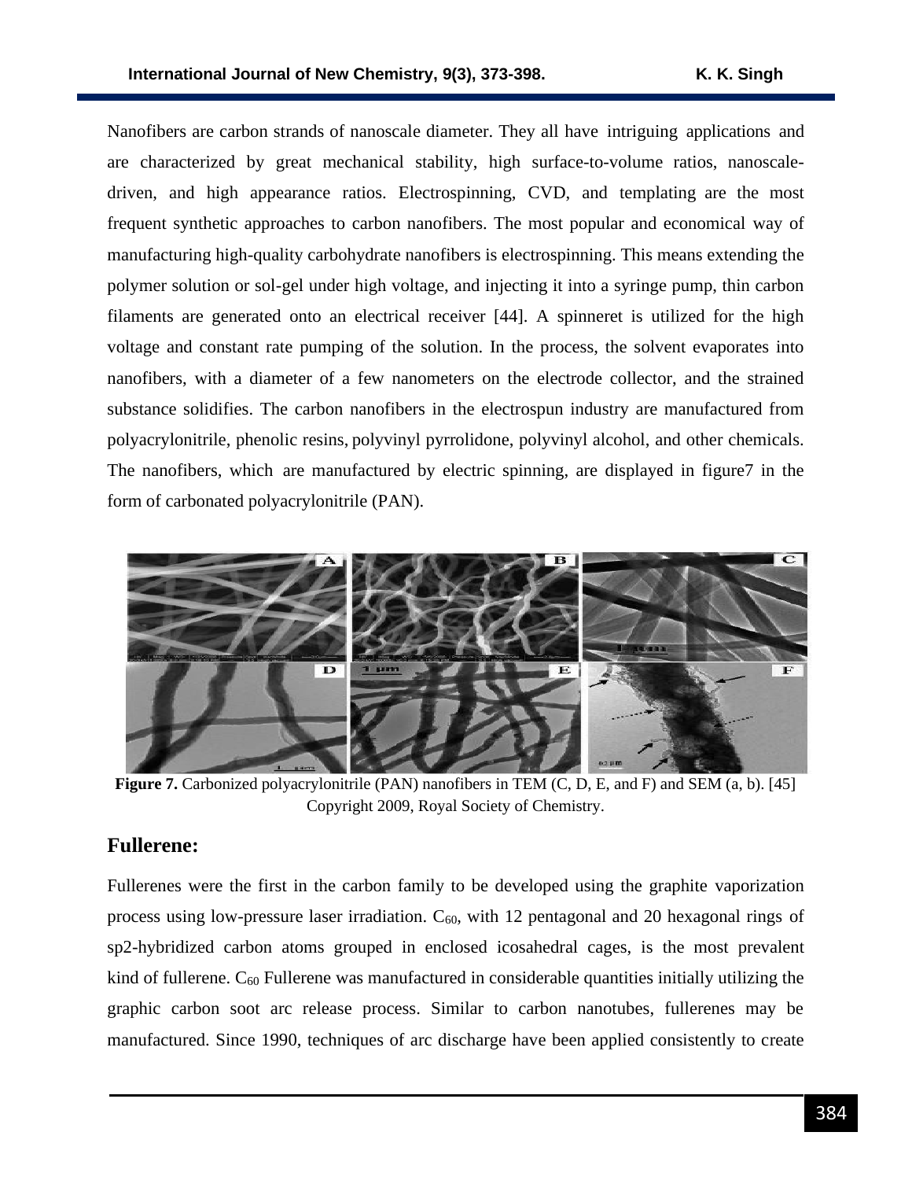Nanofibers are carbon strands of nanoscale diameter. They all have intriguing applications and are characterized by great mechanical stability, high surface-to-volume ratios, nanoscale-driven, and high appearance ratios. Electrospinning, CVD, and templating are the most frequent synthetic approaches to carbon nanofibers. The most popular and economical way of manufacturing high-quality carbohydrate nanofibers is electrospinning. This means extending the polymer solution or sol-gel under high voltage, and injecting it into a syringe pump, thin carbon filaments are generated onto an electrical receiver [44]. A spinneret is utilized for the high voltage and constant rate pumping of the solution. In the process, the solvent evaporates into nanofibers, with a diameter of a few nanometers on the electrode collector, and the strained substance solidifies. The carbon nanofibers in the electrospun industry are manufactured from polyacrylonitrile, phenolic resins, polyvinyl pyrrolidone, polyvinyl alcohol, and other chemicals. The nanofibers, which are manufactured by electric spinning, are displayed in figure7 in the form of carbonated polyacrylonitrile (PAN).

**Figure 7.** Carbonized polyacrylonitrile (PAN) nanofibers in TEM (C, D, E, and F) and SEM (a, b). [45] Copyright 2009, Royal Society of Chemistry.

## Fullerene:

Fullerenes were the first in the carbon family to be developed using the graphite vaporization process using low-pressure laser irradiation. $C_{60}$, with 12 pentagonal and 20 hexagonal rings of sp2-hybridized carbon atoms grouped in enclosed icosahedral cages, is the most prevalent kind of fullerene. $C_{60}$ Fullerene was manufactured in considerable quantities initially utilizing the graphic carbon soot arc release process. Similar to carbon nanotubes, fullerenes may be manufactured. Since 1990, techniques of arc discharge have been applied consistently to create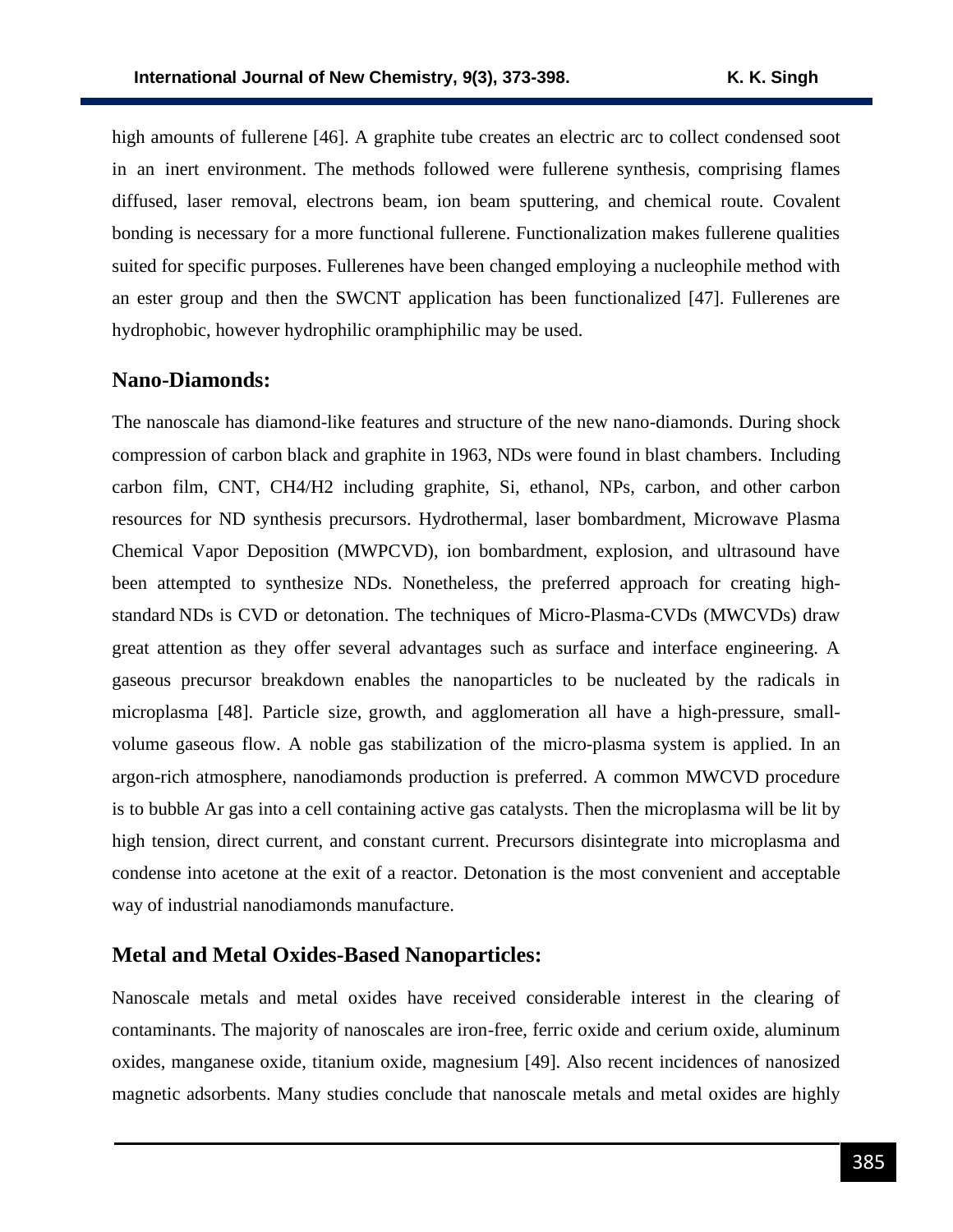high amounts of fullerene [46]. A graphite tube creates an electric arc to collect condensed soot in an inert environment. The methods followed were fullerene synthesis, comprising flames diffused, laser removal, electrons beam, ion beam sputtering, and chemical route. Covalent bonding is necessary for a more functional fullerene. Functionalization makes fullerene qualities suited for specific purposes. Fullerenes have been changed employing a nucleophile method with an ester group and then the SWCNT application has been functionalized [47]. Fullerenes are hydrophobic, however hydrophilic oramphiphilic may be used.

## Nano-Diamonds:

The nanoscale has diamond-like features and structure of the new nano-diamonds. During shock compression of carbon black and graphite in 1963, NDs were found in blast chambers. Including carbon film, CNT, $CH_4/H_2$ including graphite, Si, ethanol, NPs, carbon, and other carbon resources for ND synthesis precursors. Hydrothermal, laser bombardment, Microwave Plasma Chemical Vapor Deposition (MWPCVD), ion bombardment, explosion, and ultrasound have been attempted to synthesize NDs. Nonetheless, the preferred approach for creating high-standard NDs is CVD or detonation. The techniques of Micro-Plasma-CVDs (MWCVDs) draw great attention as they offer several advantages such as surface and interface engineering. A gaseous precursor breakdown enables the nanoparticles to be nucleated by the radicals in microplasma [48]. Particle size, growth, and agglomeration all have a high-pressure, small-volume gaseous flow. A noble gas stabilization of the micro-plasma system is applied. In an argon-rich atmosphere, nanodiamonds production is preferred. A common MWCVD procedure is to bubble Ar gas into a cell containing active gas catalysts. Then the microplasma will be lit by high tension, direct current, and constant current. Precursors disintegrate into microplasma and condense into acetone at the exit of a reactor. Detonation is the most convenient and acceptable way of industrial nanodiamonds manufacture.

## Metal and Metal Oxides-Based Nanoparticles:

Nanoscale metals and metal oxides have received considerable interest in the clearing of contaminants. The majority of nanoscales are iron-free, ferric oxide and cerium oxide, aluminum oxides, manganese oxide, titanium oxide, magnesium [49]. Also recent incidences of nanosized magnetic adsorbents. Many studies conclude that nanoscale metals and metal oxides are highly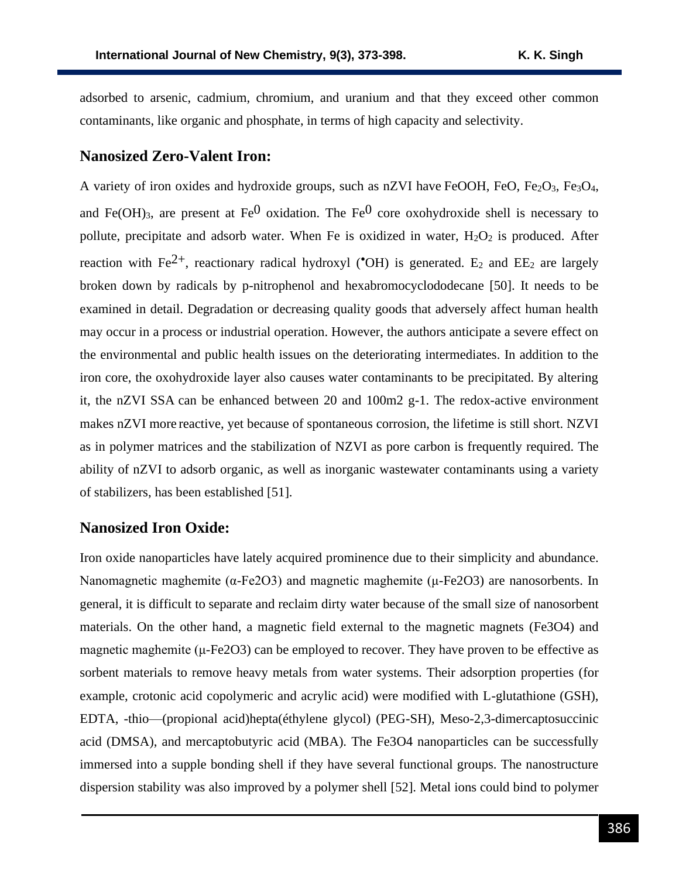adsorbed to arsenic, cadmium, chromium, and uranium and that they exceed other common contaminants, like organic and phosphate, in terms of high capacity and selectivity.

## Nanosized Zero-Valent Iron:

A variety of iron oxides and hydroxide groups, such as nZVI have FeOOH, FeO, $Fe_2O_3$, $Fe_3O_4$, and $Fe(OH)_3$, are present at $Fe^0$ oxidation. The $Fe^0$ core oxohydroxide shell is necessary to pollute, precipitate and adsorb water. When Fe is oxidized in water, $H_2O_2$ is produced. After reaction with $Fe^{2+}$, reactionary radical hydroxyl ($^{\bullet}OH$) is generated. $E_2$ and $EE_2$ are largely broken down by radicals by p-nitrophenol and hexabromocyclododecane [50]. It needs to be examined in detail. Degradation or decreasing quality goods that adversely affect human health may occur in a process or industrial operation. However, the authors anticipate a severe effect on the environmental and public health issues on the deteriorating intermediates. In addition to the iron core, the oxohydroxide layer also causes water contaminants to be precipitated. By altering it, the nZVI SSA can be enhanced between 20 and 100m2 g-1. The redox-active environment makes nZVI more reactive, yet because of spontaneous corrosion, the lifetime is still short. NZVI as in polymer matrices and the stabilization of NZVI as pore carbon is frequently required. The ability of nZVI to adsorb organic, as well as inorganic wastewater contaminants using a variety of stabilizers, has been established [51].

## Nanosized Iron Oxide:

Iron oxide nanoparticles have lately acquired prominence due to their simplicity and abundance. Nanomagnetic maghemite ($\alpha$-$Fe_2O_3$) and magnetic maghemite ($\mu$-$Fe_2O_3$) are nanosorbents. In general, it is difficult to separate and reclaim dirty water because of the small size of nanosorbent materials. On the other hand, a magnetic field external to the magnetic magnets ($Fe_3O_4$) and magnetic maghemite ($\mu$-$Fe_2O_3$) can be employed to recover. They have proven to be effective as sorbent materials to remove heavy metals from water systems. Their adsorption properties (for example, crotonic acid copolymeric and acrylic acid) were modified with L-glutathione (GSH), EDTA, -thio—(propional acid)hepta(éthylene glycol) (PEG-SH), Meso-2,3-dimercaptosuccinic acid (DMSA), and mercaptobutyric acid (MBA). The $Fe_3O_4$ nanoparticles can be successfully immersed into a supple bonding shell if they have several functional groups. The nanostructure dispersion stability was also improved by a polymer shell [52]. Metal ions could bind to polymer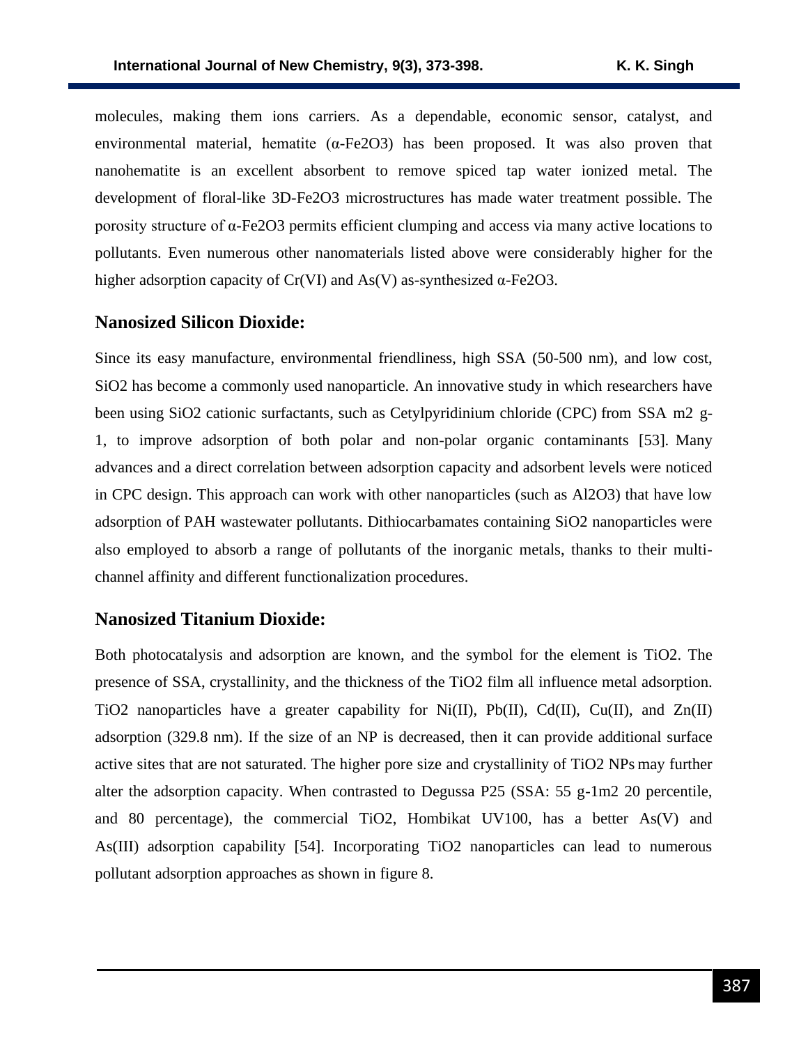molecules, making them ions carriers. As a dependable, economic sensor, catalyst, and environmental material, hematite (α-$Fe_2O_3$) has been proposed. It was also proven that nanohematite is an excellent absorbent to remove spiced tap water ionized metal. The development of floral-like 3D-$Fe_2O_3$ microstructures has made water treatment possible. The porosity structure of α-$Fe_2O_3$ permits efficient clumping and access via many active locations to pollutants. Even numerous other nanomaterials listed above were considerably higher for the higher adsorption capacity of Cr(VI) and As(V) as-synthesized α-$Fe_2O_3$.

## Nanosized Silicon Dioxide:

Since its easy manufacture, environmental friendliness, high SSA (50-500 nm), and low cost, $SiO_2$ has become a commonly used nanoparticle. An innovative study in which researchers have been using $SiO_2$ cationic surfactants, such as Cetylpyridinium chloride (CPC) from SSA $m^2$ $g^{-1}$, to improve adsorption of both polar and non-polar organic contaminants [53]. Many advances and a direct correlation between adsorption capacity and adsorbent levels were noticed in CPC design. This approach can work with other nanoparticles (such as $Al_2O_3$) that have low adsorption of PAH wastewater pollutants. Dithiocarbamates containing $SiO_2$ nanoparticles were also employed to absorb a range of pollutants of the inorganic metals, thanks to their multi-channel affinity and different functionalization procedures.

## Nanosized Titanium Dioxide:

Both photocatalysis and adsorption are known, and the symbol for the element is $TiO_2$. The presence of SSA, crystallinity, and the thickness of the $TiO_2$ film all influence metal adsorption. $TiO_2$ nanoparticles have a greater capability for Ni(II), Pb(II), Cd(II), Cu(II), and Zn(II) adsorption (329.8 nm). If the size of an NP is decreased, then it can provide additional surface active sites that are not saturated. The higher pore size and crystallinity of $TiO_2$ NPs may further alter the adsorption capacity. When contrasted to Degussa P25 (SSA: 55 $g^{-1}m^2$ 20 percentile, and 80 percentage), the commercial $TiO_2$, Hombikat UV100, has a better As(V) and As(III) adsorption capability [54]. Incorporating $TiO_2$ nanoparticles can lead to numerous pollutant adsorption approaches as shown in figure 8.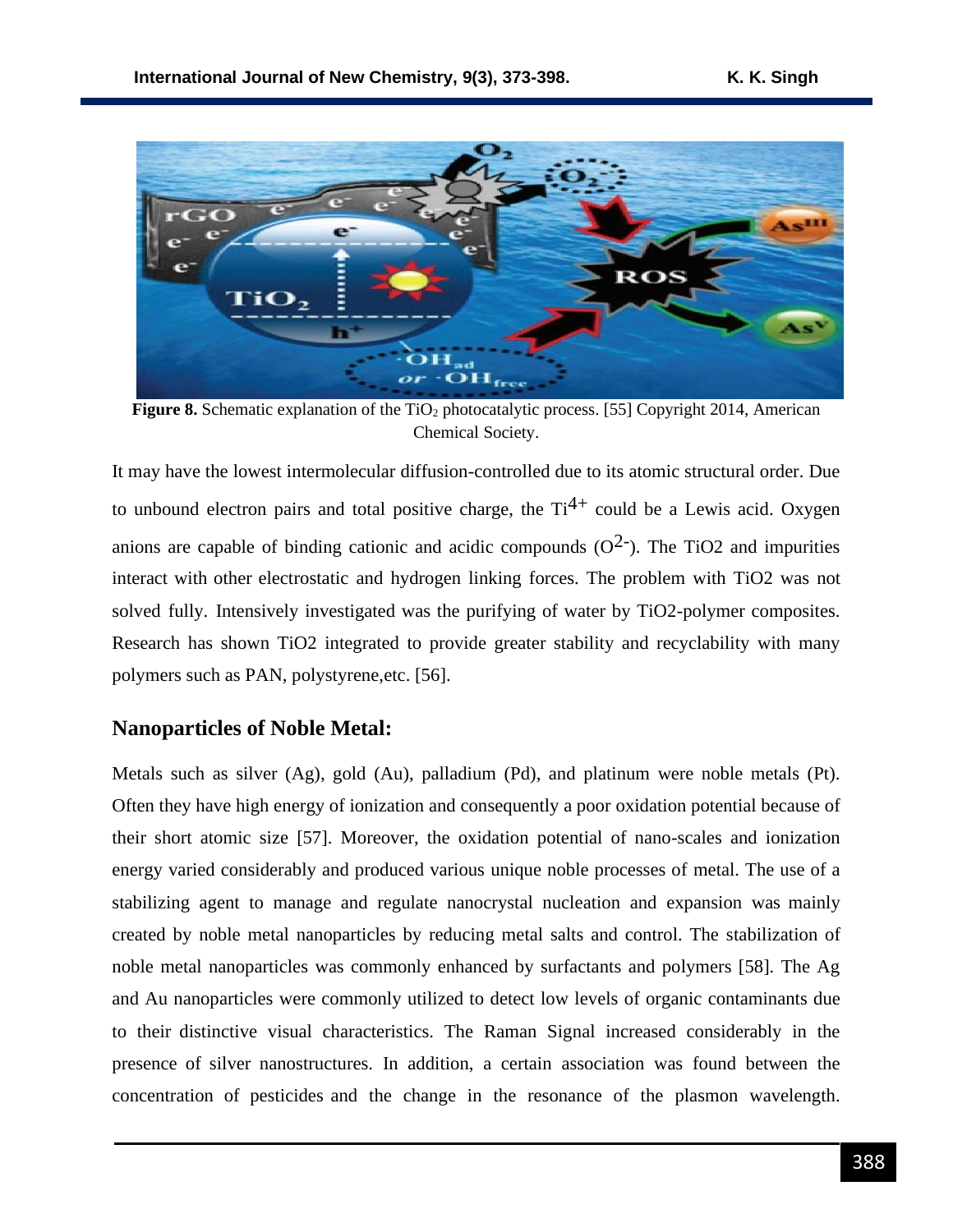**Figure 8.** Schematic explanation of the $TiO_2$ photocatalytic process. [55] Copyright 2014, American Chemical Society.

It may have the lowest intermolecular diffusion-controlled due to its atomic structural order. Due to unbound electron pairs and total positive charge, the $Ti^{4+}$ could be a Lewis acid. Oxygen anions are capable of binding cationic and acidic compounds ($O^{2-}$). The TiO2 and impurities interact with other electrostatic and hydrogen linking forces. The problem with TiO2 was not solved fully. Intensively investigated was the purifying of water by TiO2-polymer composites. Research has shown TiO2 integrated to provide greater stability and recyclability with many polymers such as PAN, polystyrene,etc. [56].

## Nanoparticles of Noble Metal:

Metals such as silver (Ag), gold (Au), palladium (Pd), and platinum were noble metals (Pt). Often they have high energy of ionization and consequently a poor oxidation potential because of their short atomic size [57]. Moreover, the oxidation potential of nano-scales and ionization energy varied considerably and produced various unique noble processes of metal. The use of a stabilizing agent to manage and regulate nanocrystal nucleation and expansion was mainly created by noble metal nanoparticles by reducing metal salts and control. The stabilization of noble metal nanoparticles was commonly enhanced by surfactants and polymers [58]. The Ag and Au nanoparticles were commonly utilized to detect low levels of organic contaminants due to their distinctive visual characteristics. The Raman Signal increased considerably in the presence of silver nanostructures. In addition, a certain association was found between the concentration of pesticides and the change in the resonance of the plasmon wavelength.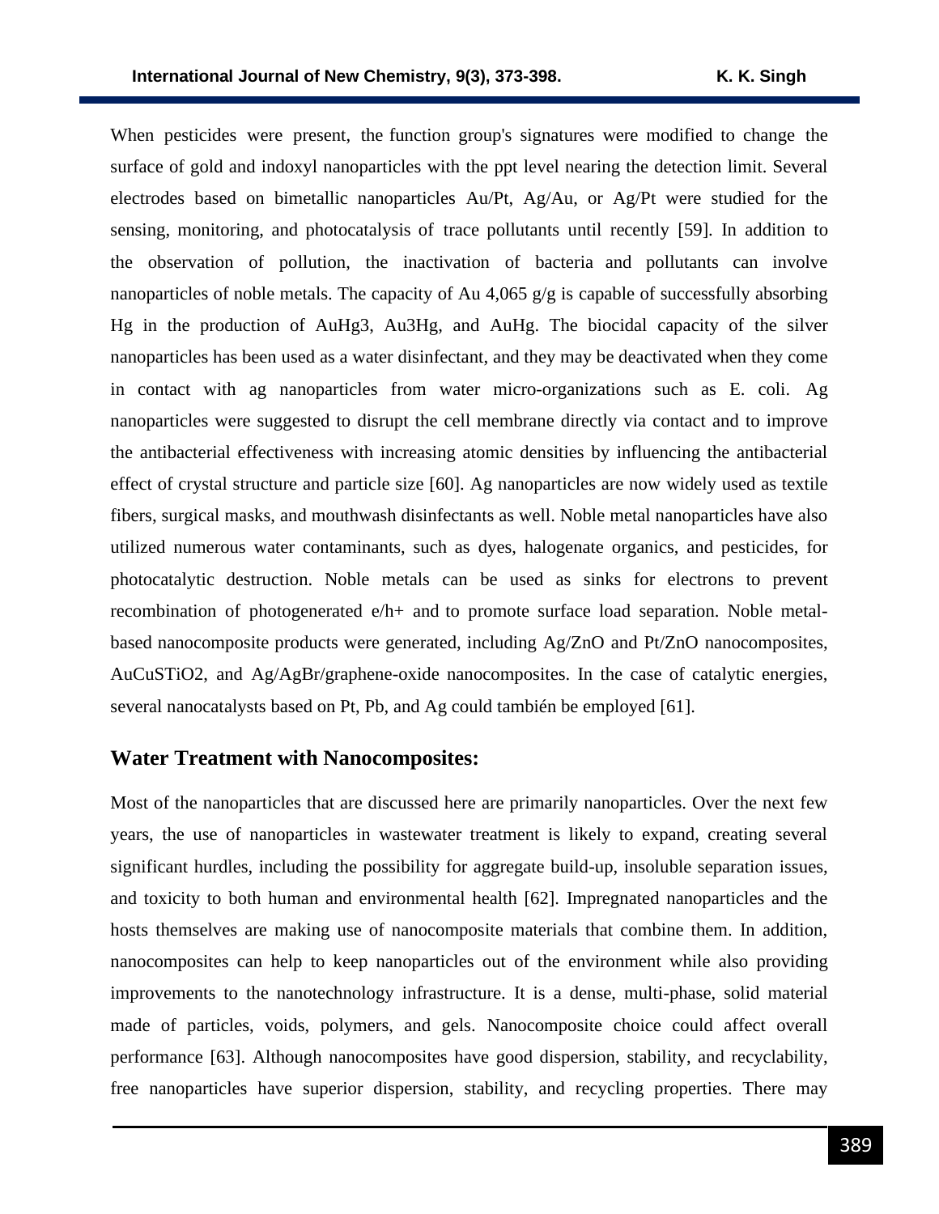When pesticides were present, the function group's signatures were modified to change the surface of gold and indoxyl nanoparticles with the ppt level nearing the detection limit. Several electrodes based on bimetallic nanoparticles Au/Pt, Ag/Au, or Ag/Pt were studied for the sensing, monitoring, and photocatalysis of trace pollutants until recently [59]. In addition to the observation of pollution, the inactivation of bacteria and pollutants can involve nanoparticles of noble metals. The capacity of Au 4,065 g/g is capable of successfully absorbing Hg in the production of $AuHg_3$, $Au_3Hg$, and AuHg. The biocidal capacity of the silver nanoparticles has been used as a water disinfectant, and they may be deactivated when they come in contact with ag nanoparticles from water micro-organizations such as E. coli. Ag nanoparticles were suggested to disrupt the cell membrane directly via contact and to improve the antibacterial effectiveness with increasing atomic densities by influencing the antibacterial effect of crystal structure and particle size [60]. Ag nanoparticles are now widely used as textile fibers, surgical masks, and mouthwash disinfectants as well. Noble metal nanoparticles have also utilized numerous water contaminants, such as dyes, halogenate organics, and pesticides, for photocatalytic destruction. Noble metals can be used as sinks for electrons to prevent recombination of photogenerated e/h+ and to promote surface load separation. Noble metal-based nanocomposite products were generated, including Ag/ZnO and Pt/ZnO nanocomposites, $AuCuSTiO_2$, and Ag/AgBr/graphene-oxide nanocomposites. In the case of catalytic energies, several nanocatalysts based on Pt, Pb, and Ag could también be employed [61].

## Water Treatment with Nanocomposites:

Most of the nanoparticles that are discussed here are primarily nanoparticles. Over the next few years, the use of nanoparticles in wastewater treatment is likely to expand, creating several significant hurdles, including the possibility for aggregate build-up, insoluble separation issues, and toxicity to both human and environmental health [62]. Impregnated nanoparticles and the hosts themselves are making use of nanocomposite materials that combine them. In addition, nanocomposites can help to keep nanoparticles out of the environment while also providing improvements to the nanotechnology infrastructure. It is a dense, multi-phase, solid material made of particles, voids, polymers, and gels. Nanocomposite choice could affect overall performance [63]. Although nanocomposites have good dispersion, stability, and recyclability, free nanoparticles have superior dispersion, stability, and recycling properties. There may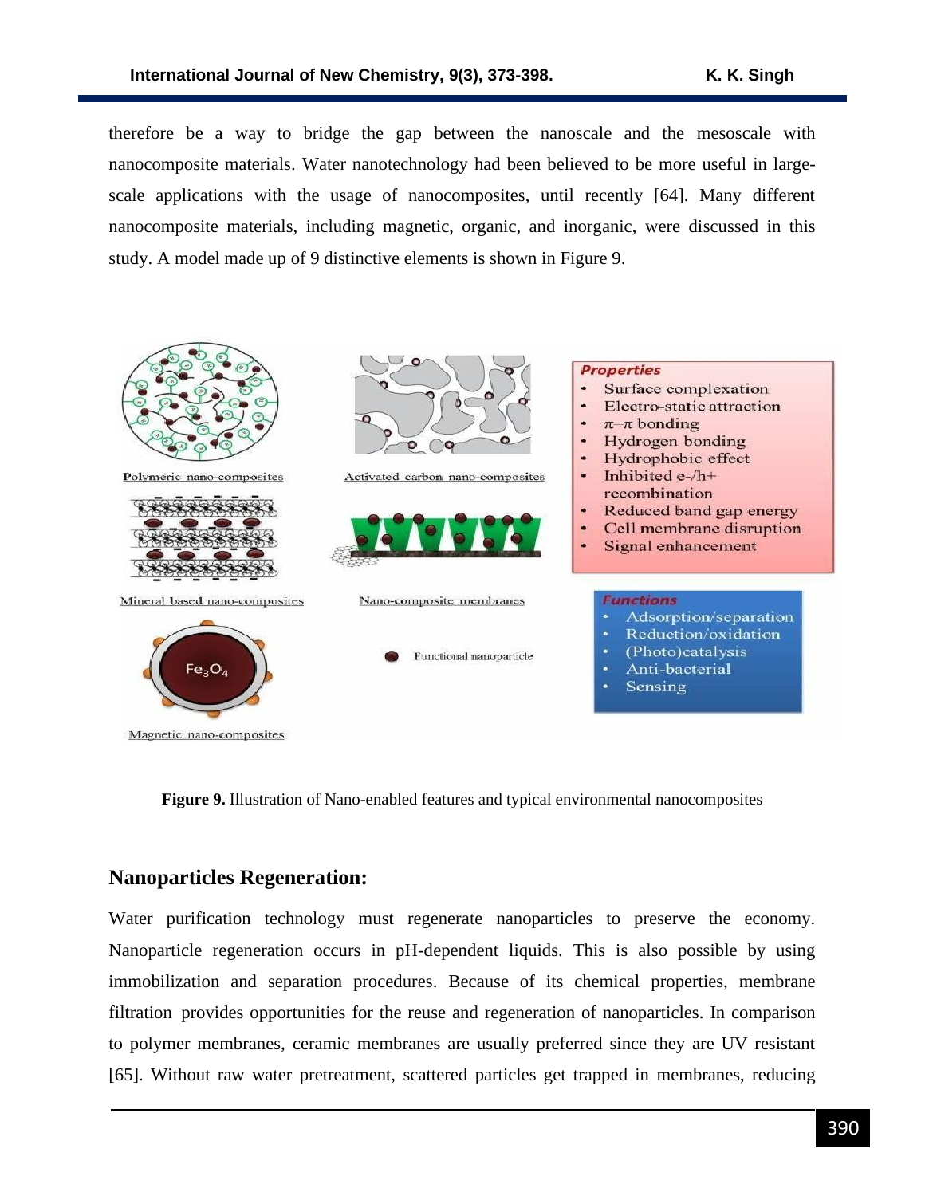therefore be a way to bridge the gap between the nanoscale and the mesoscale with nanocomposite materials. Water nanotechnology had been believed to be more useful in large-scale applications with the usage of nanocomposites, until recently [64]. Many different nanocomposite materials, including magnetic, organic, and inorganic, were discussed in this study. A model made up of 9 distinctive elements is shown in Figure 9.

**Figure 9.** Illustration of Nano-enabled features and typical environmental nanocomposites

## Nanoparticles Regeneration:

Water purification technology must regenerate nanoparticles to preserve the economy. Nanoparticle regeneration occurs in pH-dependent liquids. This is also possible by using immobilization and separation procedures. Because of its chemical properties, membrane filtration provides opportunities for the reuse and regeneration of nanoparticles. In comparison to polymer membranes, ceramic membranes are usually preferred since they are UV resistant [65]. Without raw water pretreatment, scattered particles get trapped in membranes, reducing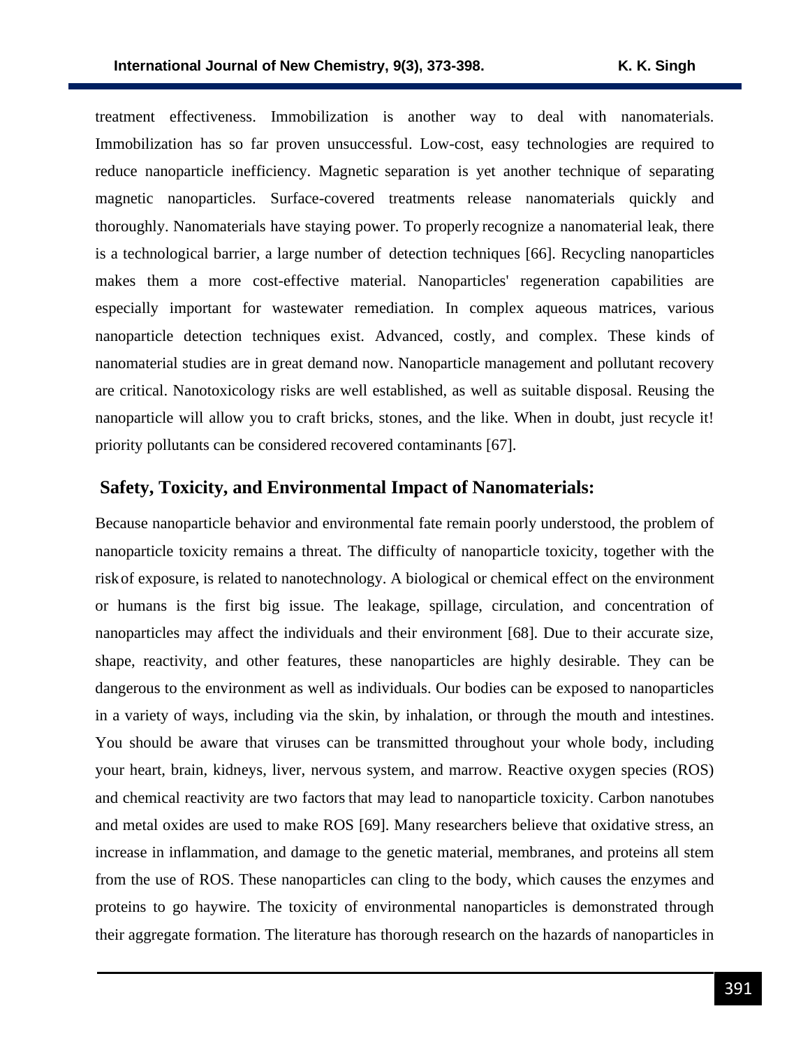treatment effectiveness. Immobilization is another way to deal with nanomaterials. Immobilization has so far proven unsuccessful. Low-cost, easy technologies are required to reduce nanoparticle inefficiency. Magnetic separation is yet another technique of separating magnetic nanoparticles. Surface-covered treatments release nanomaterials quickly and thoroughly. Nanomaterials have staying power. To properly recognize a nanomaterial leak, there is a technological barrier, a large number of detection techniques [66]. Recycling nanoparticles makes them a more cost-effective material. Nanoparticles' regeneration capabilities are especially important for wastewater remediation. In complex aqueous matrices, various nanoparticle detection techniques exist. Advanced, costly, and complex. These kinds of nanomaterial studies are in great demand now. Nanoparticle management and pollutant recovery are critical. Nanotoxicology risks are well established, as well as suitable disposal. Reusing the nanoparticle will allow you to craft bricks, stones, and the like. When in doubt, just recycle it! priority pollutants can be considered recovered contaminants [67].

## Safety, Toxicity, and Environmental Impact of Nanomaterials:

Because nanoparticle behavior and environmental fate remain poorly understood, the problem of nanoparticle toxicity remains a threat. The difficulty of nanoparticle toxicity, together with the risk of exposure, is related to nanotechnology. A biological or chemical effect on the environment or humans is the first big issue. The leakage, spillage, circulation, and concentration of nanoparticles may affect the individuals and their environment [68]. Due to their accurate size, shape, reactivity, and other features, these nanoparticles are highly desirable. They can be dangerous to the environment as well as individuals. Our bodies can be exposed to nanoparticles in a variety of ways, including via the skin, by inhalation, or through the mouth and intestines. You should be aware that viruses can be transmitted throughout your whole body, including your heart, brain, kidneys, liver, nervous system, and marrow. Reactive oxygen species (ROS) and chemical reactivity are two factors that may lead to nanoparticle toxicity. Carbon nanotubes and metal oxides are used to make ROS [69]. Many researchers believe that oxidative stress, an increase in inflammation, and damage to the genetic material, membranes, and proteins all stem from the use of ROS. These nanoparticles can cling to the body, which causes the enzymes and proteins to go haywire. The toxicity of environmental nanoparticles is demonstrated through their aggregate formation. The literature has thorough research on the hazards of nanoparticles in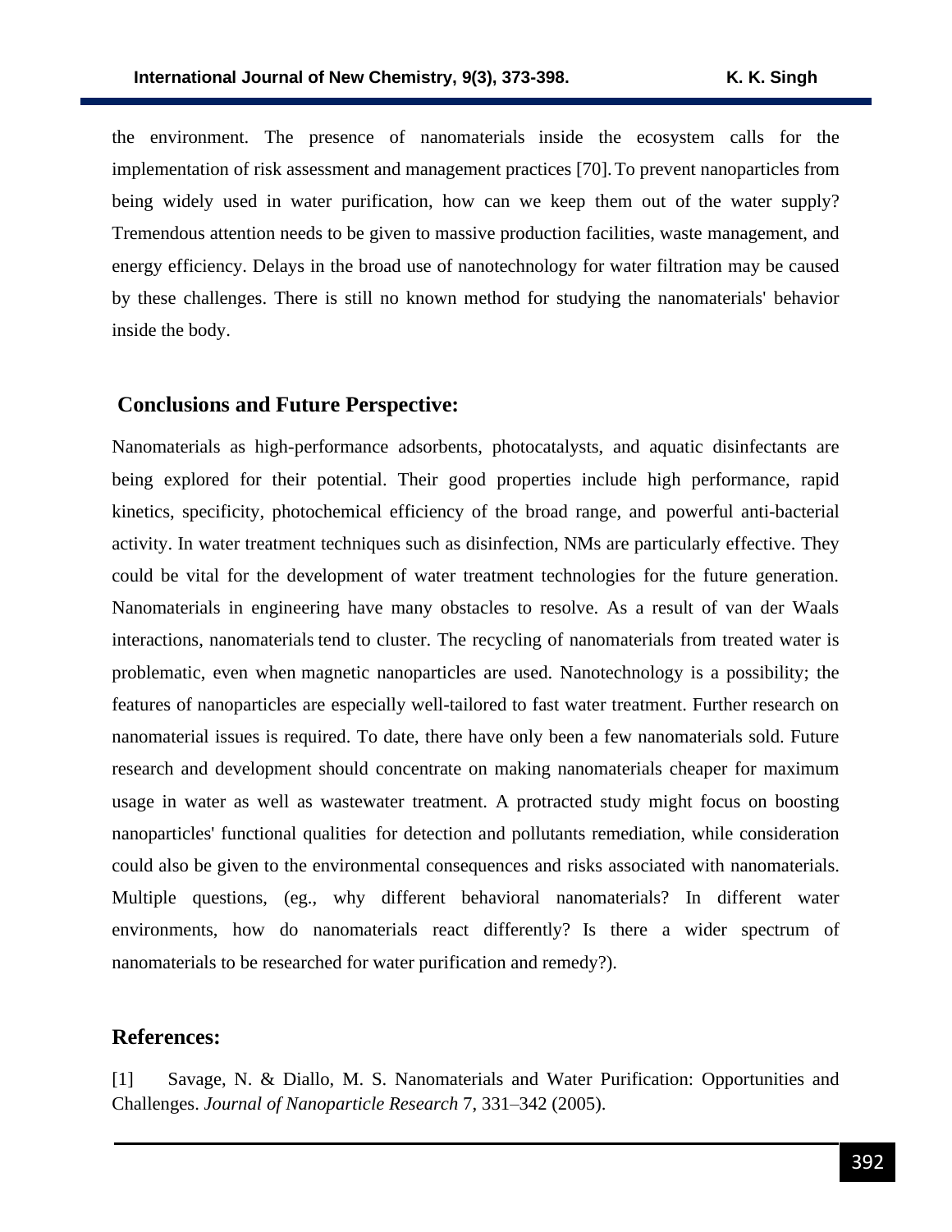the environment. The presence of nanomaterials inside the ecosystem calls for the implementation of risk assessment and management practices [70]. To prevent nanoparticles from being widely used in water purification, how can we keep them out of the water supply? Tremendous attention needs to be given to massive production facilities, waste management, and energy efficiency. Delays in the broad use of nanotechnology for water filtration may be caused by these challenges. There is still no known method for studying the nanomaterials' behavior inside the body.

## Conclusions and Future Perspective:

Nanomaterials as high-performance adsorbents, photocatalysts, and aquatic disinfectants are being explored for their potential. Their good properties include high performance, rapid kinetics, specificity, photochemical efficiency of the broad range, and powerful anti-bacterial activity. In water treatment techniques such as disinfection, NMs are particularly effective. They could be vital for the development of water treatment technologies for the future generation. Nanomaterials in engineering have many obstacles to resolve. As a result of van der Waals interactions, nanomaterials tend to cluster. The recycling of nanomaterials from treated water is problematic, even when magnetic nanoparticles are used. Nanotechnology is a possibility; the features of nanoparticles are especially well-tailored to fast water treatment. Further research on nanomaterial issues is required. To date, there have only been a few nanomaterials sold. Future research and development should concentrate on making nanomaterials cheaper for maximum usage in water as well as wastewater treatment. A protracted study might focus on boosting nanoparticles' functional qualities for detection and pollutants remediation, while consideration could also be given to the environmental consequences and risks associated with nanomaterials. Multiple questions, (eg., why different behavioral nanomaterials? In different water environments, how do nanomaterials react differently? Is there a wider spectrum of nanomaterials to be researched for water purification and remedy?).

## References:

[1] Savage, N. & Diallo, M. S. Nanomaterials and Water Purification: Opportunities and Challenges. *Journal of Nanoparticle Research* 7, 331–342 (2005).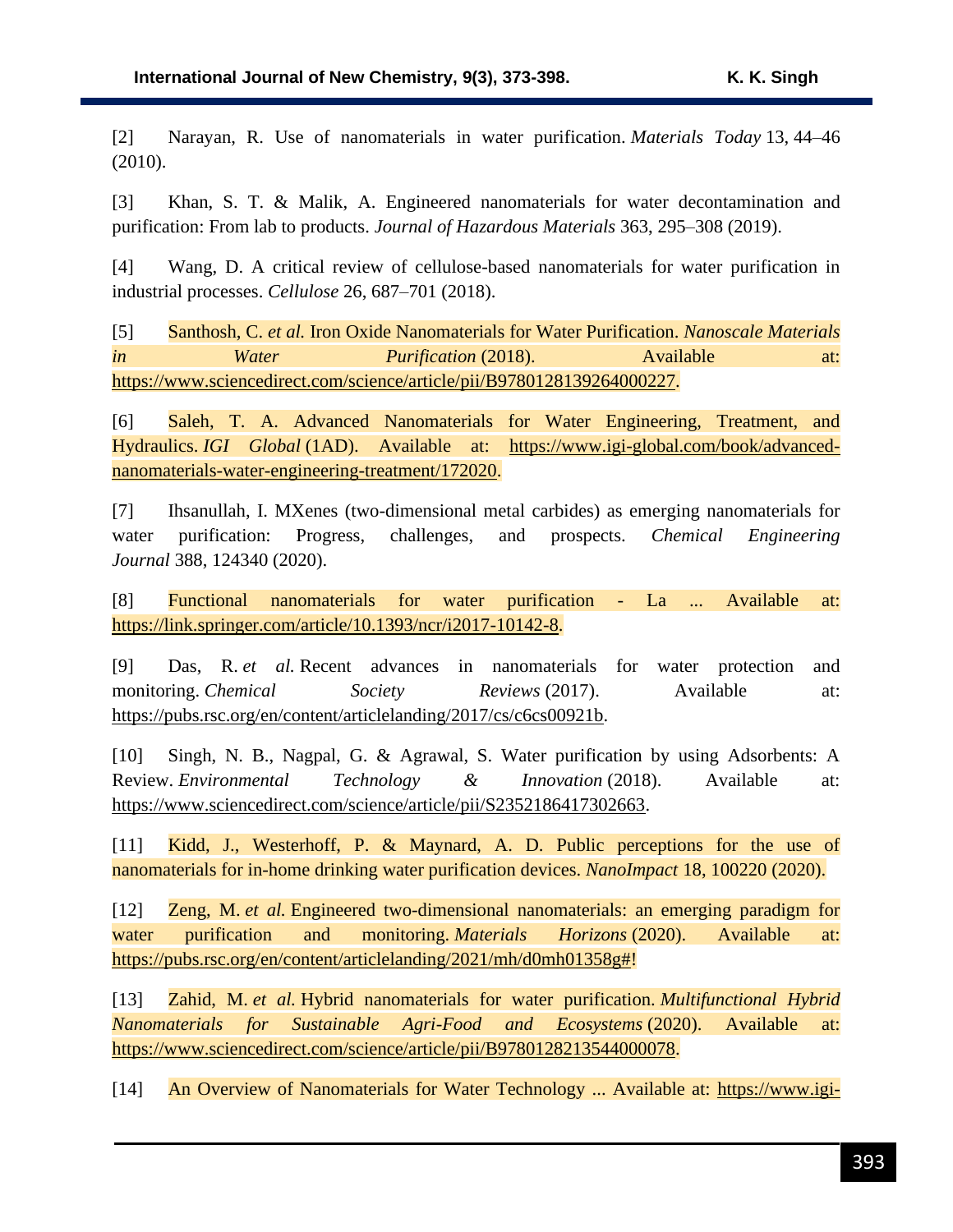[2] Narayan, R. Use of nanomaterials in water purification. *Materials Today* 13, 44–46 (2010).

[3] Khan, S. T. & Malik, A. Engineered nanomaterials for water decontamination and purification: From lab to products. *Journal of Hazardous Materials* 363, 295–308 (2019).

[4] Wang, D. A critical review of cellulose-based nanomaterials for water purification in industrial processes. *Cellulose* 26, 687–701 (2018).

[5] Santhosh, C. *et al.* Iron Oxide Nanomaterials for Water Purification. *Nanoscale Materials in Water Purification* (2018). Available at: https://www.sciencedirect.com/science/article/pii/B9780128139264000227.

[6] Saleh, T. A. Advanced Nanomaterials for Water Engineering, Treatment, and Hydraulics. *IGI Global* (1AD). Available at: https://www.igi-global.com/book/advanced-nanomaterials-water-engineering-treatment/172020.

[7] Ihsanullah, I. MXenes (two-dimensional metal carbides) as emerging nanomaterials for water purification: Progress, challenges, and prospects. *Chemical Engineering Journal* 388, 124340 (2020).

[8] Functional nanomaterials for water purification - La ... Available at: https://link.springer.com/article/10.1393/ncr/i2017-10142-8.

[9] Das, R. *et al.* Recent advances in nanomaterials for water protection and monitoring. *Chemical Society Reviews* (2017). Available at: https://pubs.rsc.org/en/content/articlelanding/2017/cs/c6cs00921b.

[10] Singh, N. B., Nagpal, G. & Agrawal, S. Water purification by using Adsorbents: A Review. *Environmental Technology & Innovation* (2018). Available at: https://www.sciencedirect.com/science/article/pii/S2352186417302663.

[11] Kidd, J., Westerhoff, P. & Maynard, A. D. Public perceptions for the use of nanomaterials for in-home drinking water purification devices. *NanoImpact* 18, 100220 (2020).

[12] Zeng, M. *et al.* Engineered two-dimensional nanomaterials: an emerging paradigm for water purification and monitoring. *Materials Horizons* (2020). Available at: https://pubs.rsc.org/en/content/articlelanding/2021/mh/d0mh01358g#!

[13] Zahid, M. *et al.* Hybrid nanomaterials for water purification. *Multifunctional Hybrid Nanomaterials for Sustainable Agri-Food and Ecosystems* (2020). Available at: https://www.sciencedirect.com/science/article/pii/B9780128213544000078.

[14] An Overview of Nanomaterials for Water Technology ... Available at: https://www.igi-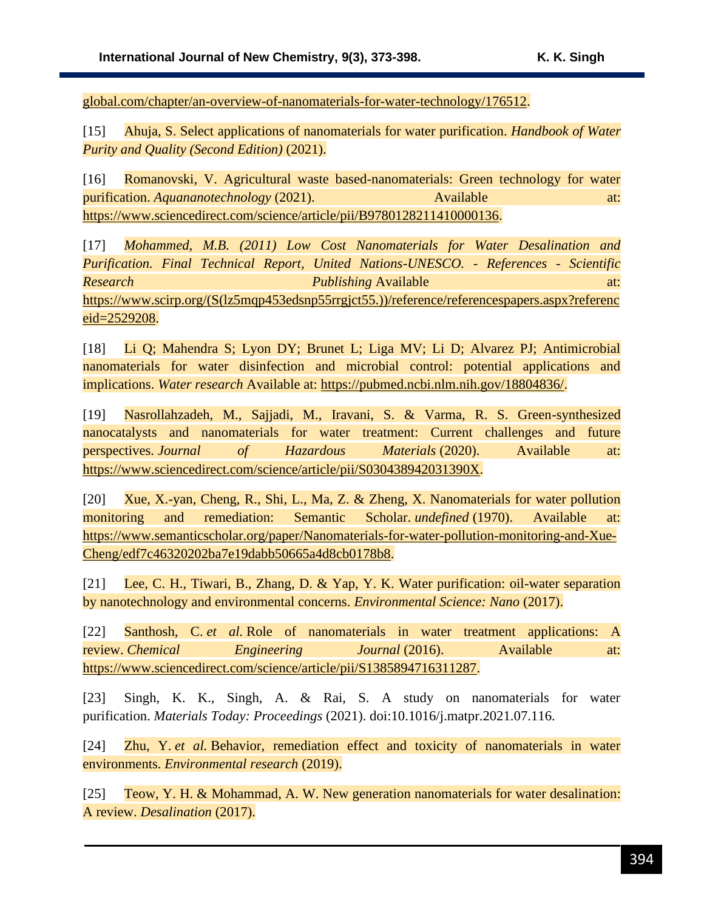global.com/chapter/an-overview-of-nanomaterials-for-water-technology/176512.

[15] Ahuja, S. Select applications of nanomaterials for water purification. *Handbook of Water Purity and Quality (Second Edition)* (2021).

[16] Romanovski, V. Agricultural waste based-nanomaterials: Green technology for water purification. *Aquananotechnology* (2021). Available at: https://www.sciencedirect.com/science/article/pii/B9780128211410000136.

[17] *Mohammed, M.B. (2011) Low Cost Nanomaterials for Water Desalination and Purification. Final Technical Report, United Nations-UNESCO. - References - Scientific Research Publishing* Available at: https://www.scirp.org/(S(lz5mqp453edsnp55rrgjct55.))/reference/referencespapers.aspx?referenceid=2529208.

[18] Li Q; Mahendra S; Lyon DY; Brunet L; Liga MV; Li D; Alvarez PJ; Antimicrobial nanomaterials for water disinfection and microbial control: potential applications and implications. *Water research* Available at: https://pubmed.ncbi.nlm.nih.gov/18804836/.

[19] Nasrollahzadeh, M., Sajjadi, M., Iravani, S. & Varma, R. S. Green-synthesized nanocatalysts and nanomaterials for water treatment: Current challenges and future perspectives. *Journal of Hazardous Materials* (2020). Available at: https://www.sciencedirect.com/science/article/pii/S030438942031390X.

[20] Xue, X.-yan, Cheng, R., Shi, L., Ma, Z. & Zheng, X. Nanomaterials for water pollution monitoring and remediation: Semantic Scholar. *undefined* (1970). Available at: https://www.semanticscholar.org/paper/Nanomaterials-for-water-pollution-monitoring-and-Xue-Cheng/edf7c46320202ba7e19dabb50665a4d8cb0178b8.

[21] Lee, C. H., Tiwari, B., Zhang, D. & Yap, Y. K. Water purification: oil-water separation by nanotechnology and environmental concerns. *Environmental Science: Nano* (2017).

[22] Santhosh, C. *et al.* Role of nanomaterials in water treatment applications: A review. *Chemical Engineering Journal* (2016). Available at: https://www.sciencedirect.com/science/article/pii/S1385894716311287.

[23] Singh, K. K., Singh, A. & Rai, S. A study on nanomaterials for water purification. *Materials Today: Proceedings* (2021). doi:10.1016/j.matpr.2021.07.116.

[24] Zhu, Y. *et al.* Behavior, remediation effect and toxicity of nanomaterials in water environments. *Environmental research* (2019).

[25] Teow, Y. H. & Mohammad, A. W. New generation nanomaterials for water desalination: A review. *Desalination* (2017).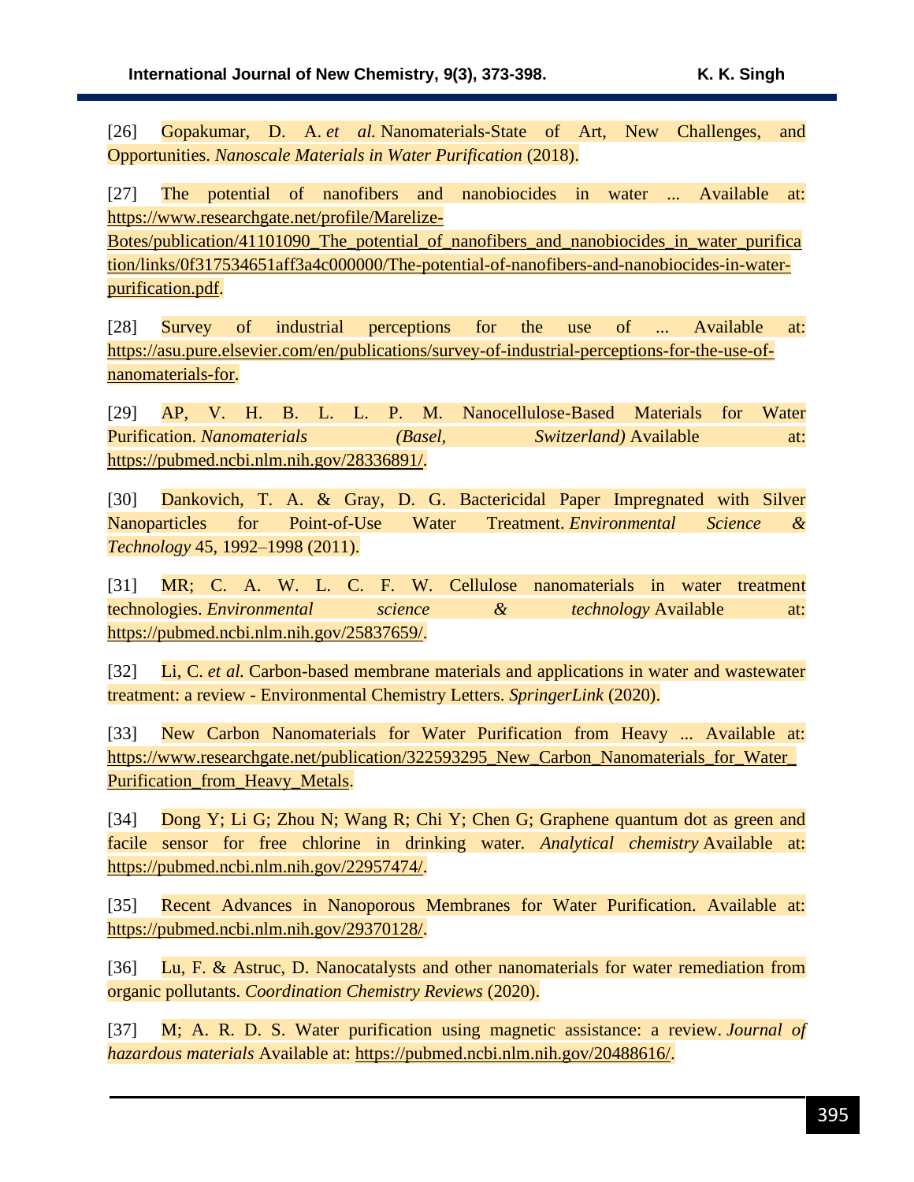[26] Gopakumar, D. A. *et al.* Nanomaterials-State of Art, New Challenges, and Opportunities. *Nanoscale Materials in Water Purification* (2018).

[27] The potential of nanofibers and nanobiocides in water ... Available at: https://www.researchgate.net/profile/Marelize-Botes/publication/41101090_The_potential_of_nanofibers_and_nanobiocides_in_water_purification/links/0f317534651aff3a4c000000/The-potential-of-nanofibers-and-nanobiocides-in-water-purification.pdf.

[28] Survey of industrial perceptions for the use of ... Available at: https://asu.pure.elsevier.com/en/publications/survey-of-industrial-perceptions-for-the-use-of-nanomaterials-for.

[29] AP, V. H. B. L. L. P. M. Nanocellulose-Based Materials for Water Purification. *Nanomaterials (Basel, Switzerland)* Available at: https://pubmed.ncbi.nlm.nih.gov/28336891/.

[30] Dankovich, T. A. & Gray, D. G. Bactericidal Paper Impregnated with Silver Nanoparticles for Point-of-Use Water Treatment. *Environmental Science & Technology* 45, 1992–1998 (2011).

[31] MR; C. A. W. L. C. F. W. Cellulose nanomaterials in water treatment technologies. *Environmental science & technology* Available at: https://pubmed.ncbi.nlm.nih.gov/25837659/.

[32] Li, C. *et al.* Carbon-based membrane materials and applications in water and wastewater treatment: a review - Environmental Chemistry Letters. *SpringerLink* (2020).

[33] New Carbon Nanomaterials for Water Purification from Heavy ... Available at: https://www.researchgate.net/publication/322593295_New_Carbon_Nanomaterials_for_Water_Purification_from_Heavy_Metals.

[34] Dong Y; Li G; Zhou N; Wang R; Chi Y; Chen G; Graphene quantum dot as green and facile sensor for free chlorine in drinking water. *Analytical chemistry* Available at: https://pubmed.ncbi.nlm.nih.gov/22957474/.

[35] Recent Advances in Nanoporous Membranes for Water Purification. Available at: https://pubmed.ncbi.nlm.nih.gov/29370128/.

[36] Lu, F. & Astruc, D. Nanocatalysts and other nanomaterials for water remediation from organic pollutants. *Coordination Chemistry Reviews* (2020).

[37] M; A. R. D. S. Water purification using magnetic assistance: a review. *Journal of hazardous materials* Available at: https://pubmed.ncbi.nlm.nih.gov/20488616/.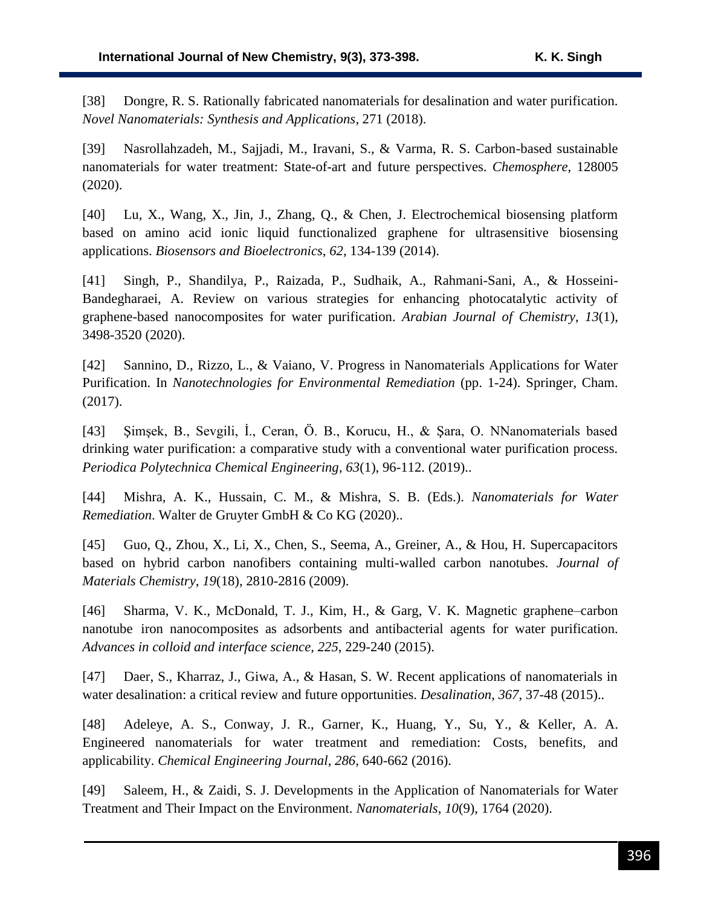[38] Dongre, R. S. Rationally fabricated nanomaterials for desalination and water purification. *Novel Nanomaterials: Synthesis and Applications*, 271 (2018).

[39] Nasrollahzadeh, M., Sajjadi, M., Iravani, S., & Varma, R. S. Carbon-based sustainable nanomaterials for water treatment: State-of-art and future perspectives. *Chemosphere*, 128005 (2020).

[40] Lu, X., Wang, X., Jin, J., Zhang, Q., & Chen, J. Electrochemical biosensing platform based on amino acid ionic liquid functionalized graphene for ultrasensitive biosensing applications. *Biosensors and Bioelectronics*, *62*, 134-139 (2014).

[41] Singh, P., Shandilya, P., Raizada, P., Sudhaik, A., Rahmani-Sani, A., & Hosseini-Bandegharaei, A. Review on various strategies for enhancing photocatalytic activity of graphene-based nanocomposites for water purification. *Arabian Journal of Chemistry*, *13*(1), 3498-3520 (2020).

[42] Sannino, D., Rizzo, L., & Vaiano, V. Progress in Nanomaterials Applications for Water Purification. In *Nanotechnologies for Environmental Remediation* (pp. 1-24). Springer, Cham. (2017).

[43] Şimşek, B., Sevgili, İ., Ceran, Ö. B., Korucu, H., & Şara, O. NNanomaterials based drinking water purification: a comparative study with a conventional water purification process. *Periodica Polytechnica Chemical Engineering*, *63*(1), 96-112. (2019)..

[44] Mishra, A. K., Hussain, C. M., & Mishra, S. B. (Eds.). *Nanomaterials for Water Remediation*. Walter de Gruyter GmbH & Co KG (2020)..

[45] Guo, Q., Zhou, X., Li, X., Chen, S., Seema, A., Greiner, A., & Hou, H. Supercapacitors based on hybrid carbon nanofibers containing multi-walled carbon nanotubes. *Journal of Materials Chemistry*, *19*(18), 2810-2816 (2009).

[46] Sharma, V. K., McDonald, T. J., Kim, H., & Garg, V. K. Magnetic graphene–carbon nanotube iron nanocomposites as adsorbents and antibacterial agents for water purification. *Advances in colloid and interface science*, *225*, 229-240 (2015).

[47] Daer, S., Kharraz, J., Giwa, A., & Hasan, S. W. Recent applications of nanomaterials in water desalination: a critical review and future opportunities. *Desalination*, *367*, 37-48 (2015)..

[48] Adeleye, A. S., Conway, J. R., Garner, K., Huang, Y., Su, Y., & Keller, A. A. Engineered nanomaterials for water treatment and remediation: Costs, benefits, and applicability. *Chemical Engineering Journal*, *286*, 640-662 (2016).

[49] Saleem, H., & Zaidi, S. J. Developments in the Application of Nanomaterials for Water Treatment and Their Impact on the Environment. *Nanomaterials*, *10*(9), 1764 (2020).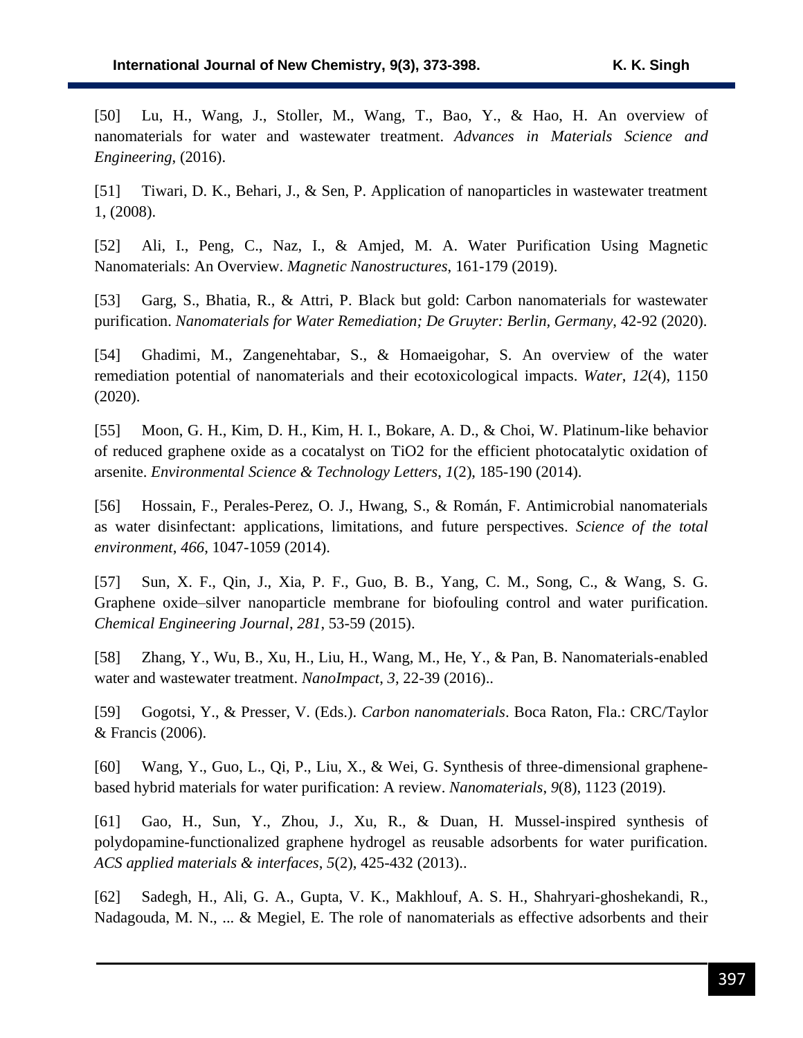[50] Lu, H., Wang, J., Stoller, M., Wang, T., Bao, Y., & Hao, H. An overview of nanomaterials for water and wastewater treatment. *Advances in Materials Science and Engineering*, (2016).

[51] Tiwari, D. K., Behari, J., & Sen, P. Application of nanoparticles in wastewater treatment 1, (2008).

[52] Ali, I., Peng, C., Naz, I., & Amjed, M. A. Water Purification Using Magnetic Nanomaterials: An Overview. *Magnetic Nanostructures*, 161-179 (2019).

[53] Garg, S., Bhatia, R., & Attri, P. Black but gold: Carbon nanomaterials for wastewater purification. *Nanomaterials for Water Remediation; De Gruyter: Berlin, Germany*, 42-92 (2020).

[54] Ghadimi, M., Zangenehtabar, S., & Homaeigohar, S. An overview of the water remediation potential of nanomaterials and their ecotoxicological impacts. *Water*, *12*(4), 1150 (2020).

[55] Moon, G. H., Kim, D. H., Kim, H. I., Bokare, A. D., & Choi, W. Platinum-like behavior of reduced graphene oxide as a cocatalyst on TiO2 for the efficient photocatalytic oxidation of arsenite. *Environmental Science & Technology Letters*, *1*(2), 185-190 (2014).

[56] Hossain, F., Perales-Perez, O. J., Hwang, S., & Román, F. Antimicrobial nanomaterials as water disinfectant: applications, limitations, and future perspectives. *Science of the total environment*, *466*, 1047-1059 (2014).

[57] Sun, X. F., Qin, J., Xia, P. F., Guo, B. B., Yang, C. M., Song, C., & Wang, S. G. Graphene oxide–silver nanoparticle membrane for biofouling control and water purification. *Chemical Engineering Journal*, *281*, 53-59 (2015).

[58] Zhang, Y., Wu, B., Xu, H., Liu, H., Wang, M., He, Y., & Pan, B. Nanomaterials-enabled water and wastewater treatment. *NanoImpact*, *3*, 22-39 (2016)..

[59] Gogotsi, Y., & Presser, V. (Eds.). *Carbon nanomaterials*. Boca Raton, Fla.: CRC/Taylor & Francis (2006).

[60] Wang, Y., Guo, L., Qi, P., Liu, X., & Wei, G. Synthesis of three-dimensional graphene-based hybrid materials for water purification: A review. *Nanomaterials*, *9*(8), 1123 (2019).

[61] Gao, H., Sun, Y., Zhou, J., Xu, R., & Duan, H. Mussel-inspired synthesis of polydopamine-functionalized graphene hydrogel as reusable adsorbents for water purification. *ACS applied materials & interfaces*, *5*(2), 425-432 (2013)..

[62] Sadegh, H., Ali, G. A., Gupta, V. K., Makhlouf, A. S. H., Shahryari-ghoshekandi, R., Nadagouda, M. N., ... & Megiel, E. The role of nanomaterials as effective adsorbents and their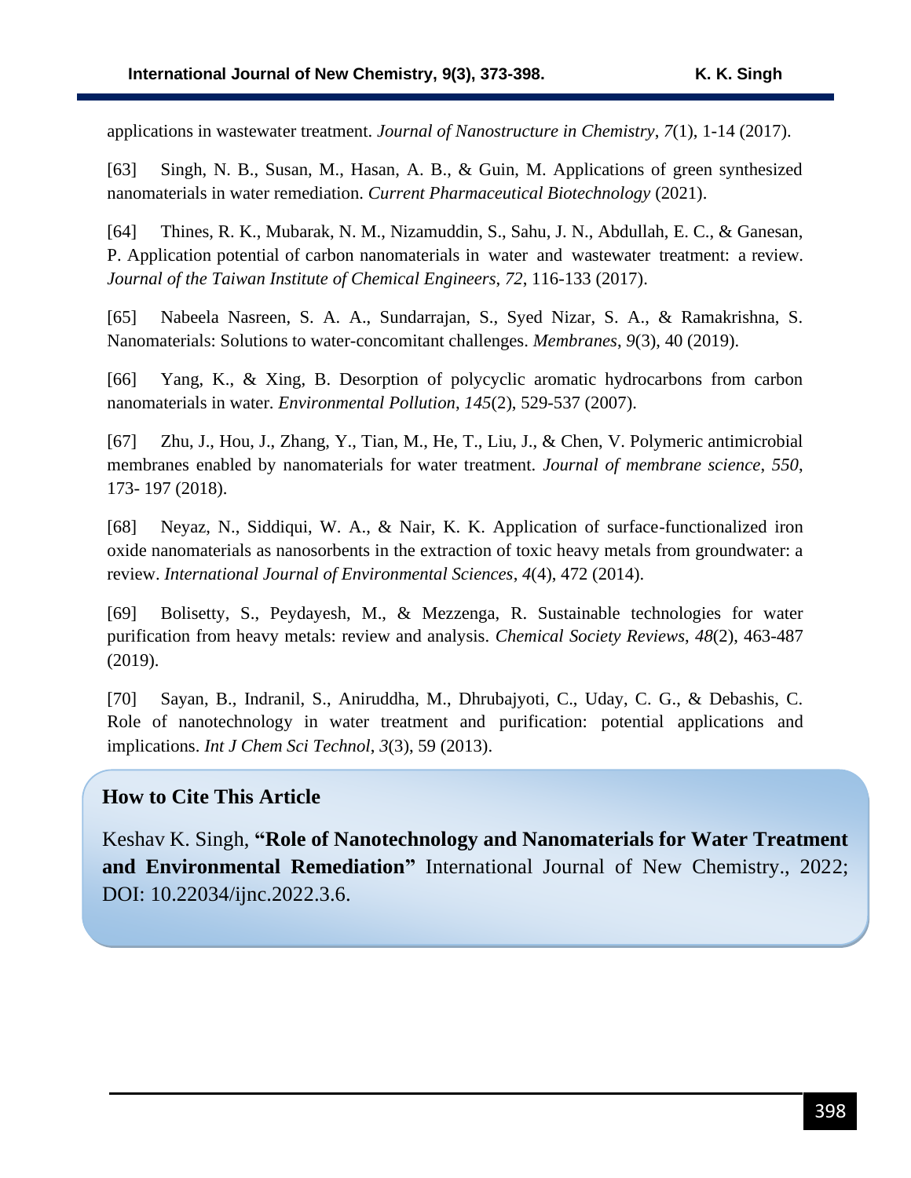applications in wastewater treatment. *Journal of Nanostructure in Chemistry*, *7*(1), 1-14 (2017).

[63] Singh, N. B., Susan, M., Hasan, A. B., & Guin, M. Applications of green synthesized nanomaterials in water remediation. *Current Pharmaceutical Biotechnology* (2021).

[64] Thines, R. K., Mubarak, N. M., Nizamuddin, S., Sahu, J. N., Abdullah, E. C., & Ganesan, P. Application potential of carbon nanomaterials in water and wastewater treatment: a review. *Journal of the Taiwan Institute of Chemical Engineers*, *72*, 116-133 (2017).

[65] Nabeela Nasreen, S. A. A., Sundarrajan, S., Syed Nizar, S. A., & Ramakrishna, S. Nanomaterials: Solutions to water-concomitant challenges. *Membranes*, *9*(3), 40 (2019).

[66] Yang, K., & Xing, B. Desorption of polycyclic aromatic hydrocarbons from carbon nanomaterials in water. *Environmental Pollution*, *145*(2), 529-537 (2007).

[67] Zhu, J., Hou, J., Zhang, Y., Tian, M., He, T., Liu, J., & Chen, V. Polymeric antimicrobial membranes enabled by nanomaterials for water treatment. *Journal of membrane science*, *550*, 173- 197 (2018).

[68] Neyaz, N., Siddiqui, W. A., & Nair, K. K. Application of surface-functionalized iron oxide nanomaterials as nanosorbents in the extraction of toxic heavy metals from groundwater: a review. *International Journal of Environmental Sciences*, *4*(4), 472 (2014).

[69] Bolisetty, S., Peydayesh, M., & Mezzenga, R. Sustainable technologies for water purification from heavy metals: review and analysis. *Chemical Society Reviews*, *48*(2), 463-487 (2019).

[70] Sayan, B., Indranil, S., Aniruddha, M., Dhrubajyoti, C., Uday, C. G., & Debashis, C. Role of nanotechnology in water treatment and purification: potential applications and implications. *Int J Chem Sci Technol*, *3*(3), 59 (2013).

## How to Cite This Article

Keshav K. Singh, **"Role of Nanotechnology and Nanomaterials for Water Treatment and Environmental Remediation"** International Journal of New Chemistry., 2022; DOI: 10.22034/ijnc.2022.3.6.